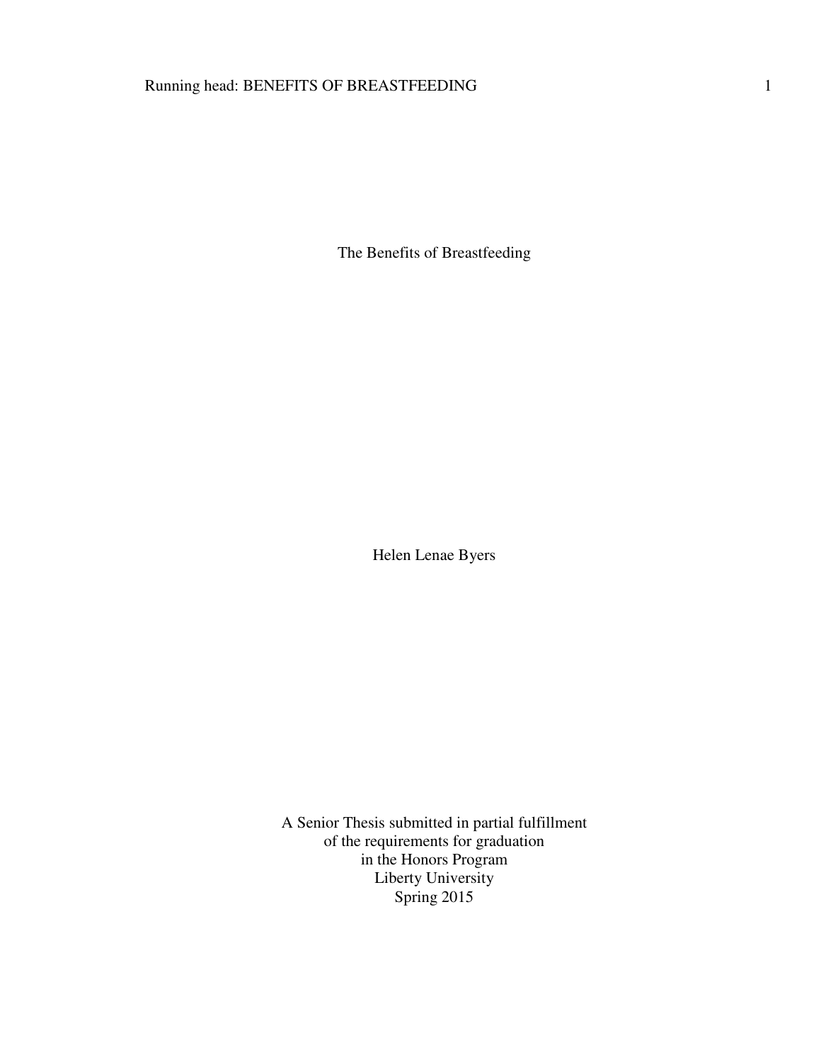# The Benefits of Breastfeeding

Helen Lenae Byers

A Senior Thesis submitted in partial fulfillment
of the requirements for graduation
in the Honors Program
Liberty University
Spring 2015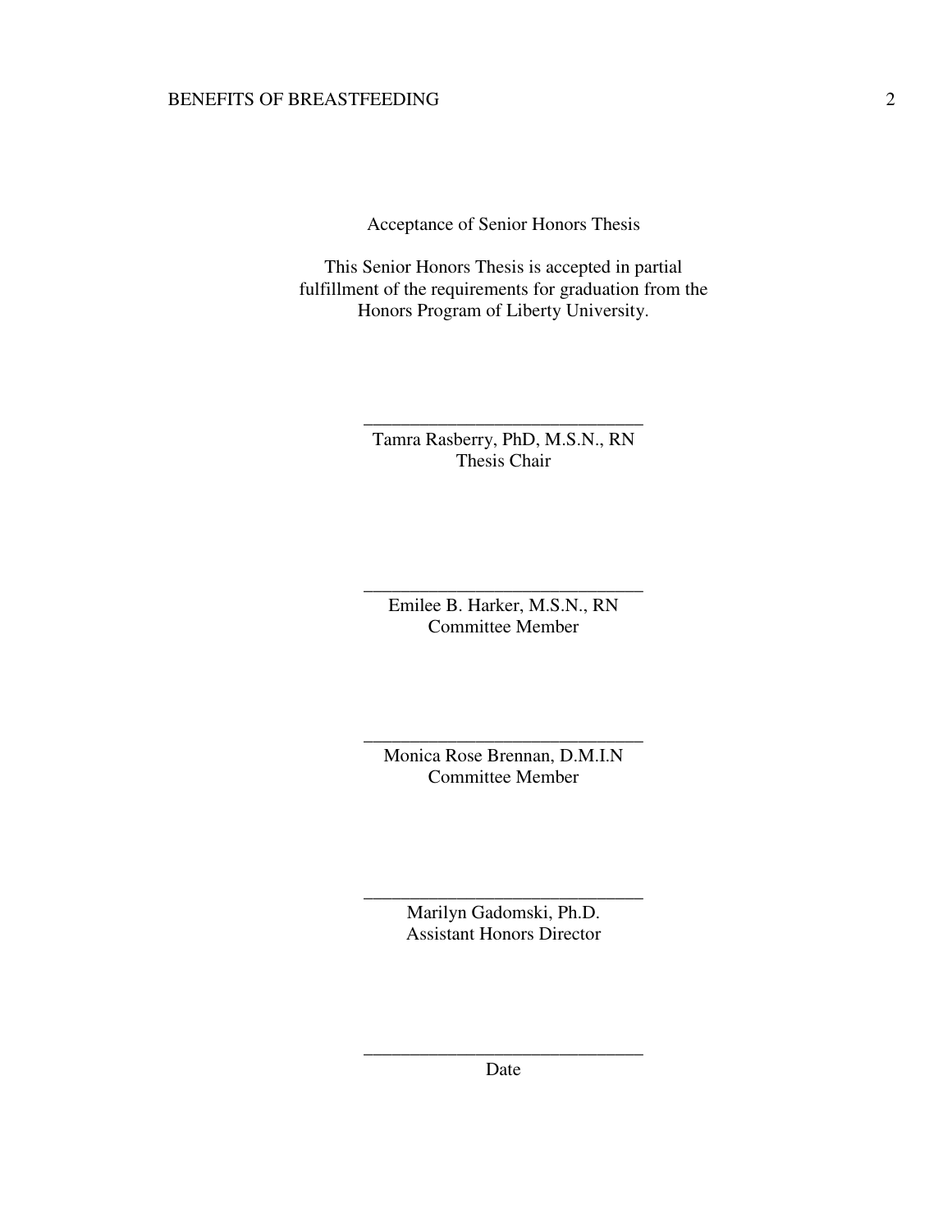Acceptance of Senior Honors Thesis

This Senior Honors Thesis is accepted in partial fulfillment of the requirements for graduation from the Honors Program of Liberty University.

______________________________
Tamra Rasberry, PhD, M.S.N., RN
Thesis Chair

______________________________
Emilee B. Harker, M.S.N., RN
Committee Member

______________________________
Monica Rose Brennan, D.M.I.N
Committee Member

______________________________
Marilyn Gadomski, Ph.D.
Assistant Honors Director

______________________________
Date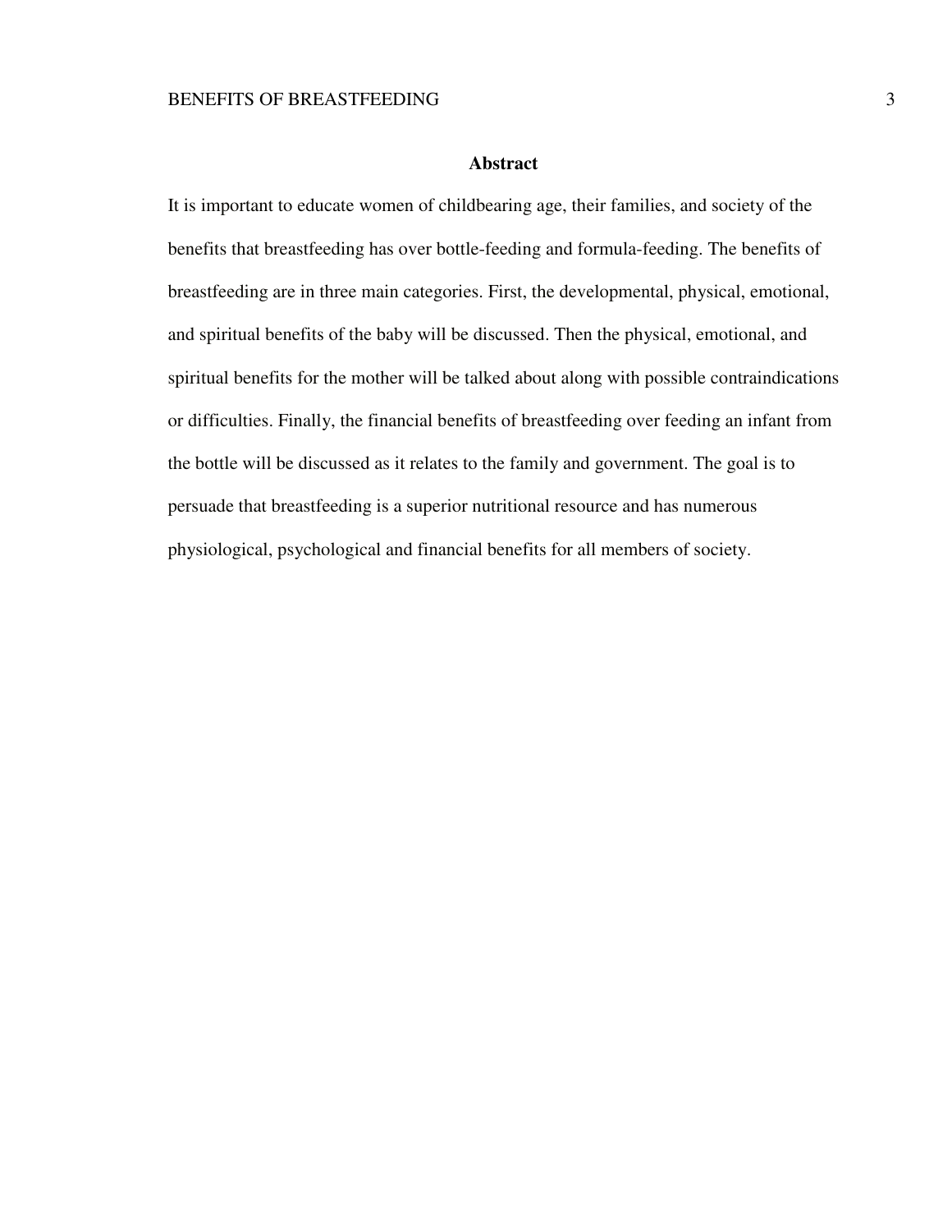## Abstract

It is important to educate women of childbearing age, their families, and society of the benefits that breastfeeding has over bottle-feeding and formula-feeding. The benefits of breastfeeding are in three main categories. First, the developmental, physical, emotional, and spiritual benefits of the baby will be discussed. Then the physical, emotional, and spiritual benefits for the mother will be talked about along with possible contraindications or difficulties. Finally, the financial benefits of breastfeeding over feeding an infant from the bottle will be discussed as it relates to the family and government. The goal is to persuade that breastfeeding is a superior nutritional resource and has numerous physiological, psychological and financial benefits for all members of society.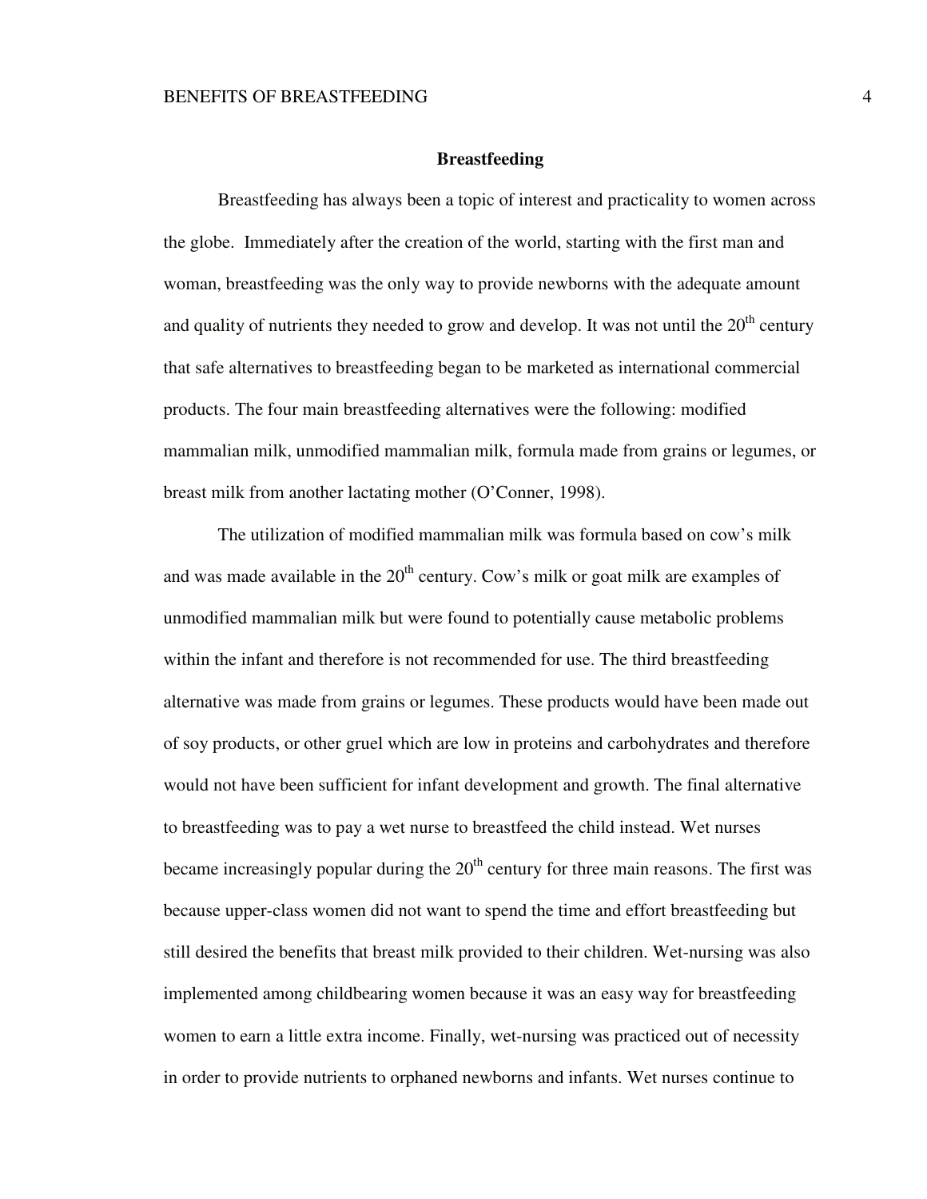## Breastfeeding

Breastfeeding has always been a topic of interest and practicality to women across the globe. Immediately after the creation of the world, starting with the first man and woman, breastfeeding was the only way to provide newborns with the adequate amount and quality of nutrients they needed to grow and develop. It was not until the 20th century that safe alternatives to breastfeeding began to be marketed as international commercial products. The four main breastfeeding alternatives were the following: modified mammalian milk, unmodified mammalian milk, formula made from grains or legumes, or breast milk from another lactating mother (O'Conner, 1998).

The utilization of modified mammalian milk was formula based on cow's milk and was made available in the 20th century. Cow's milk or goat milk are examples of unmodified mammalian milk but were found to potentially cause metabolic problems within the infant and therefore is not recommended for use. The third breastfeeding alternative was made from grains or legumes. These products would have been made out of soy products, or other gruel which are low in proteins and carbohydrates and therefore would not have been sufficient for infant development and growth. The final alternative to breastfeeding was to pay a wet nurse to breastfeed the child instead. Wet nurses became increasingly popular during the 20th century for three main reasons. The first was because upper-class women did not want to spend the time and effort breastfeeding but still desired the benefits that breast milk provided to their children. Wet-nursing was also implemented among childbearing women because it was an easy way for breastfeeding women to earn a little extra income. Finally, wet-nursing was practiced out of necessity in order to provide nutrients to orphaned newborns and infants. Wet nurses continue to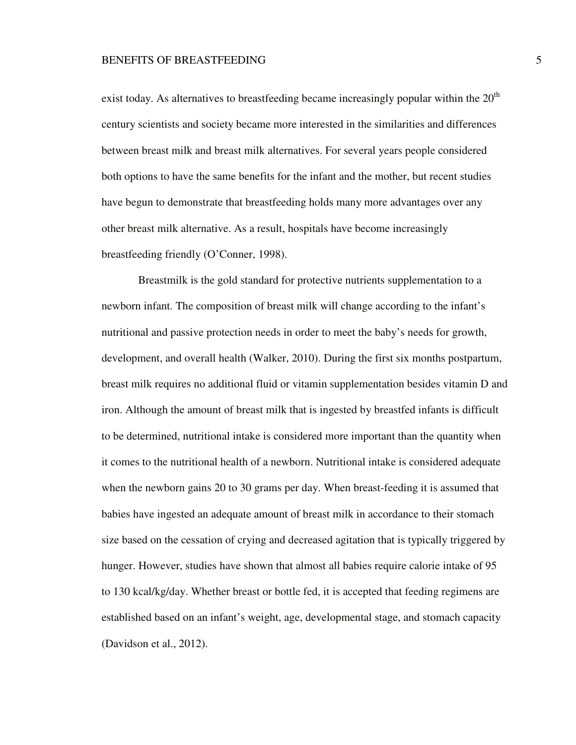exist today. As alternatives to breastfeeding became increasingly popular within the 20th century scientists and society became more interested in the similarities and differences between breast milk and breast milk alternatives. For several years people considered both options to have the same benefits for the infant and the mother, but recent studies have begun to demonstrate that breastfeeding holds many more advantages over any other breast milk alternative. As a result, hospitals have become increasingly breastfeeding friendly (O'Conner, 1998).

Breastmilk is the gold standard for protective nutrients supplementation to a newborn infant. The composition of breast milk will change according to the infant's nutritional and passive protection needs in order to meet the baby's needs for growth, development, and overall health (Walker, 2010). During the first six months postpartum, breast milk requires no additional fluid or vitamin supplementation besides vitamin D and iron. Although the amount of breast milk that is ingested by breastfed infants is difficult to be determined, nutritional intake is considered more important than the quantity when it comes to the nutritional health of a newborn. Nutritional intake is considered adequate when the newborn gains 20 to 30 grams per day. When breast-feeding it is assumed that babies have ingested an adequate amount of breast milk in accordance to their stomach size based on the cessation of crying and decreased agitation that is typically triggered by hunger. However, studies have shown that almost all babies require calorie intake of 95 to 130 kcal/kg/day. Whether breast or bottle fed, it is accepted that feeding regimens are established based on an infant's weight, age, developmental stage, and stomach capacity (Davidson et al., 2012).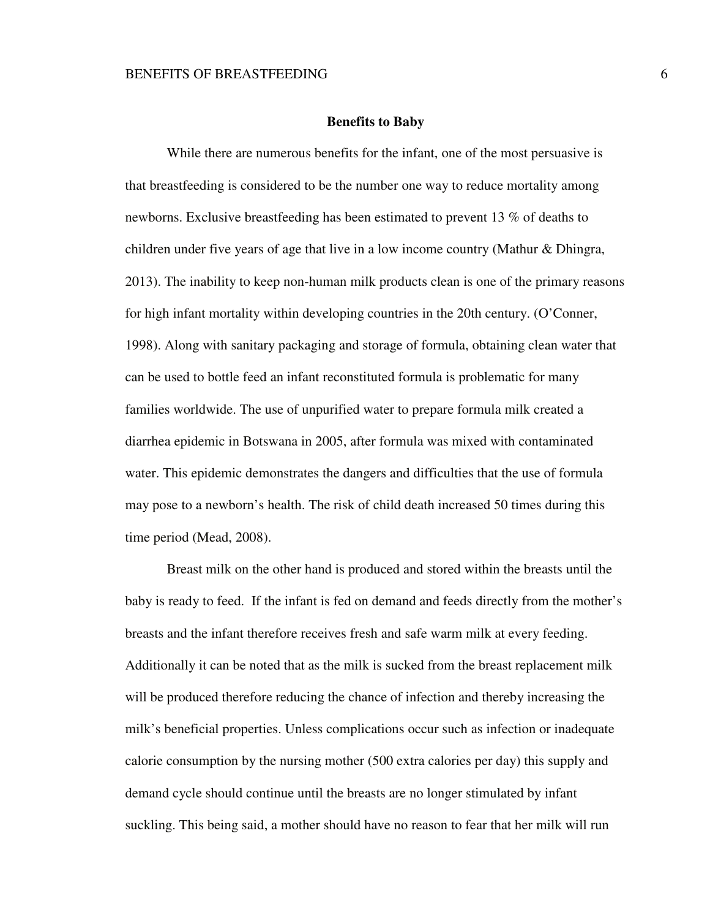## Benefits to Baby

While there are numerous benefits for the infant, one of the most persuasive is that breastfeeding is considered to be the number one way to reduce mortality among newborns. Exclusive breastfeeding has been estimated to prevent 13 % of deaths to children under five years of age that live in a low income country (Mathur & Dhingra, 2013). The inability to keep non-human milk products clean is one of the primary reasons for high infant mortality within developing countries in the 20th century. (O'Conner, 1998). Along with sanitary packaging and storage of formula, obtaining clean water that can be used to bottle feed an infant reconstituted formula is problematic for many families worldwide. The use of unpurified water to prepare formula milk created a diarrhea epidemic in Botswana in 2005, after formula was mixed with contaminated water. This epidemic demonstrates the dangers and difficulties that the use of formula may pose to a newborn's health. The risk of child death increased 50 times during this time period (Mead, 2008).

Breast milk on the other hand is produced and stored within the breasts until the baby is ready to feed. If the infant is fed on demand and feeds directly from the mother's breasts and the infant therefore receives fresh and safe warm milk at every feeding. Additionally it can be noted that as the milk is sucked from the breast replacement milk will be produced therefore reducing the chance of infection and thereby increasing the milk's beneficial properties. Unless complications occur such as infection or inadequate calorie consumption by the nursing mother (500 extra calories per day) this supply and demand cycle should continue until the breasts are no longer stimulated by infant suckling. This being said, a mother should have no reason to fear that her milk will run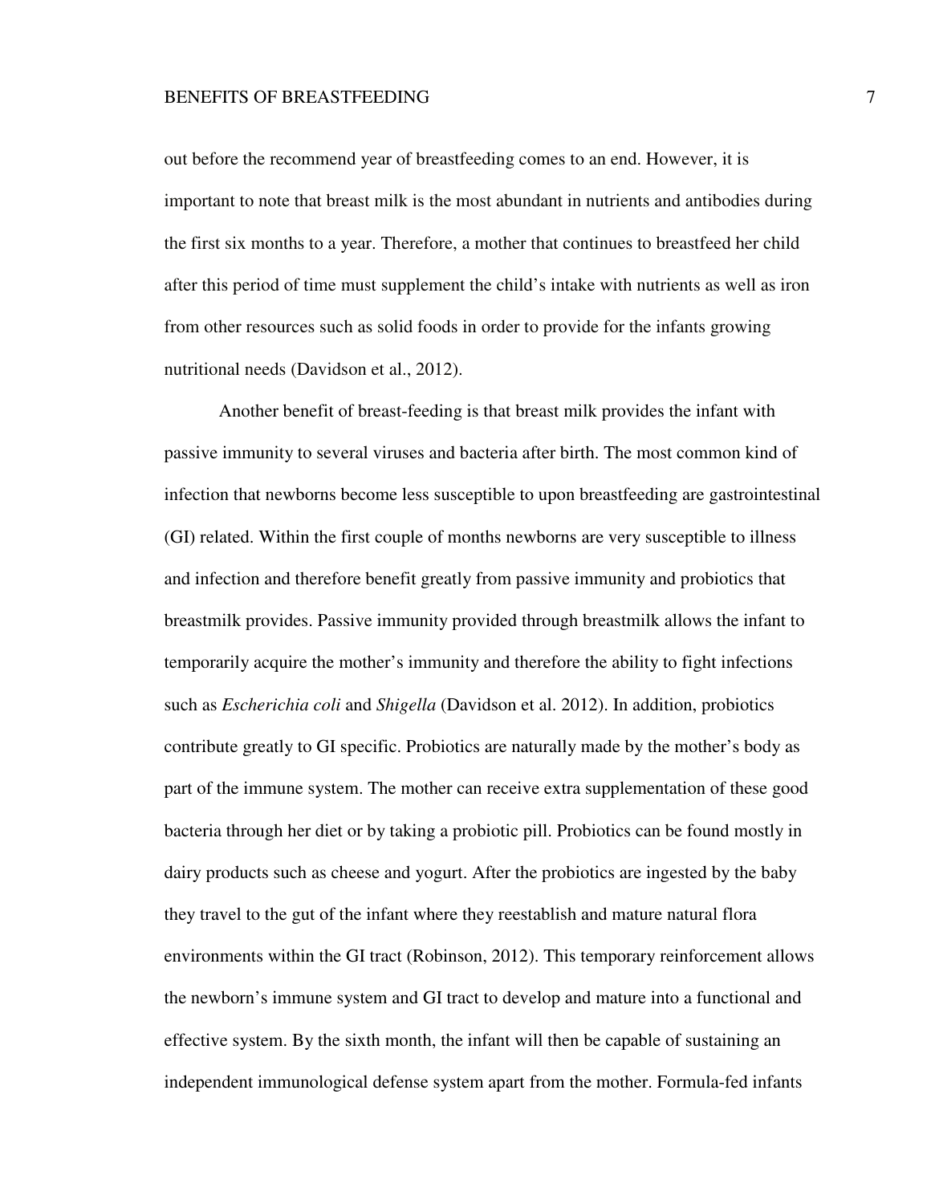out before the recommend year of breastfeeding comes to an end. However, it is important to note that breast milk is the most abundant in nutrients and antibodies during the first six months to a year. Therefore, a mother that continues to breastfeed her child after this period of time must supplement the child's intake with nutrients as well as iron from other resources such as solid foods in order to provide for the infants growing nutritional needs (Davidson et al., 2012).

Another benefit of breast-feeding is that breast milk provides the infant with passive immunity to several viruses and bacteria after birth. The most common kind of infection that newborns become less susceptible to upon breastfeeding are gastrointestinal (GI) related. Within the first couple of months newborns are very susceptible to illness and infection and therefore benefit greatly from passive immunity and probiotics that breastmilk provides. Passive immunity provided through breastmilk allows the infant to temporarily acquire the mother's immunity and therefore the ability to fight infections such as *Escherichia coli* and *Shigella* (Davidson et al. 2012). In addition, probiotics contribute greatly to GI specific. Probiotics are naturally made by the mother's body as part of the immune system. The mother can receive extra supplementation of these good bacteria through her diet or by taking a probiotic pill. Probiotics can be found mostly in dairy products such as cheese and yogurt. After the probiotics are ingested by the baby they travel to the gut of the infant where they reestablish and mature natural flora environments within the GI tract (Robinson, 2012). This temporary reinforcement allows the newborn's immune system and GI tract to develop and mature into a functional and effective system. By the sixth month, the infant will then be capable of sustaining an independent immunological defense system apart from the mother. Formula-fed infants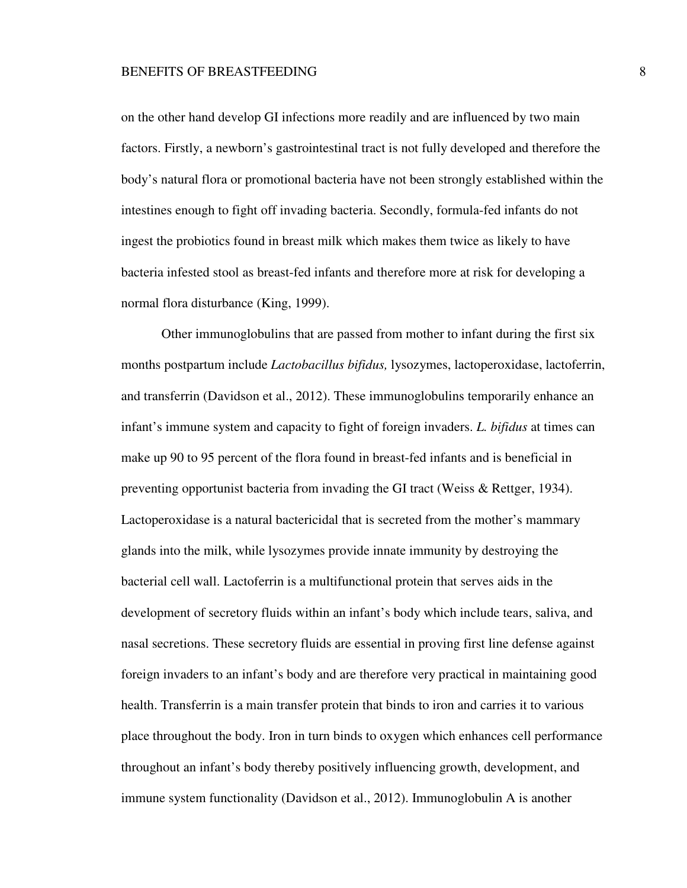on the other hand develop GI infections more readily and are influenced by two main factors. Firstly, a newborn's gastrointestinal tract is not fully developed and therefore the body's natural flora or promotional bacteria have not been strongly established within the intestines enough to fight off invading bacteria. Secondly, formula-fed infants do not ingest the probiotics found in breast milk which makes them twice as likely to have bacteria infested stool as breast-fed infants and therefore more at risk for developing a normal flora disturbance (King, 1999).

Other immunoglobulins that are passed from mother to infant during the first six months postpartum include *Lactobacillus bifidus,* lysozymes, lactoperoxidase, lactoferrin, and transferrin (Davidson et al., 2012). These immunoglobulins temporarily enhance an infant's immune system and capacity to fight of foreign invaders. *L. bifidus* at times can make up 90 to 95 percent of the flora found in breast-fed infants and is beneficial in preventing opportunist bacteria from invading the GI tract (Weiss & Rettger, 1934). Lactoperoxidase is a natural bactericidal that is secreted from the mother's mammary glands into the milk, while lysozymes provide innate immunity by destroying the bacterial cell wall. Lactoferrin is a multifunctional protein that serves aids in the development of secretory fluids within an infant's body which include tears, saliva, and nasal secretions. These secretory fluids are essential in proving first line defense against foreign invaders to an infant's body and are therefore very practical in maintaining good health. Transferrin is a main transfer protein that binds to iron and carries it to various place throughout the body. Iron in turn binds to oxygen which enhances cell performance throughout an infant's body thereby positively influencing growth, development, and immune system functionality (Davidson et al., 2012). Immunoglobulin A is another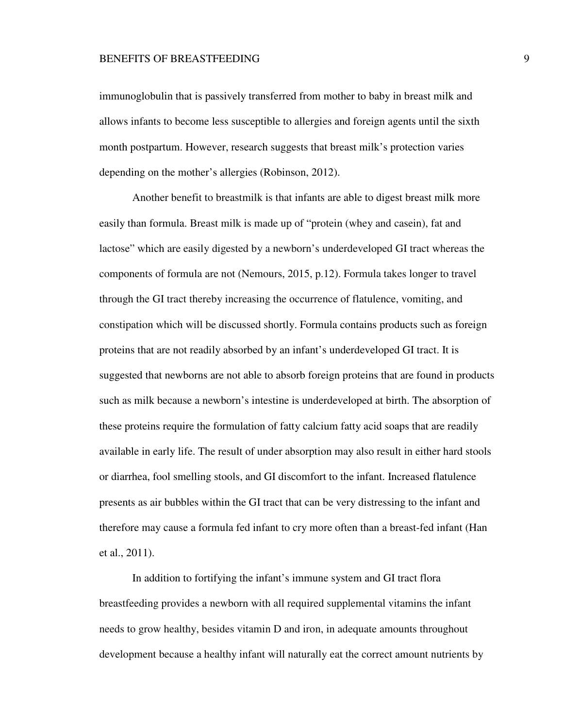immunoglobulin that is passively transferred from mother to baby in breast milk and allows infants to become less susceptible to allergies and foreign agents until the sixth month postpartum. However, research suggests that breast milk's protection varies depending on the mother's allergies (Robinson, 2012).

Another benefit to breastmilk is that infants are able to digest breast milk more easily than formula. Breast milk is made up of "protein (whey and casein), fat and lactose" which are easily digested by a newborn's underdeveloped GI tract whereas the components of formula are not (Nemours, 2015, p.12). Formula takes longer to travel through the GI tract thereby increasing the occurrence of flatulence, vomiting, and constipation which will be discussed shortly. Formula contains products such as foreign proteins that are not readily absorbed by an infant's underdeveloped GI tract. It is suggested that newborns are not able to absorb foreign proteins that are found in products such as milk because a newborn's intestine is underdeveloped at birth. The absorption of these proteins require the formulation of fatty calcium fatty acid soaps that are readily available in early life. The result of under absorption may also result in either hard stools or diarrhea, fool smelling stools, and GI discomfort to the infant. Increased flatulence presents as air bubbles within the GI tract that can be very distressing to the infant and therefore may cause a formula fed infant to cry more often than a breast-fed infant (Han et al., 2011).

In addition to fortifying the infant's immune system and GI tract flora breastfeeding provides a newborn with all required supplemental vitamins the infant needs to grow healthy, besides vitamin D and iron, in adequate amounts throughout development because a healthy infant will naturally eat the correct amount nutrients by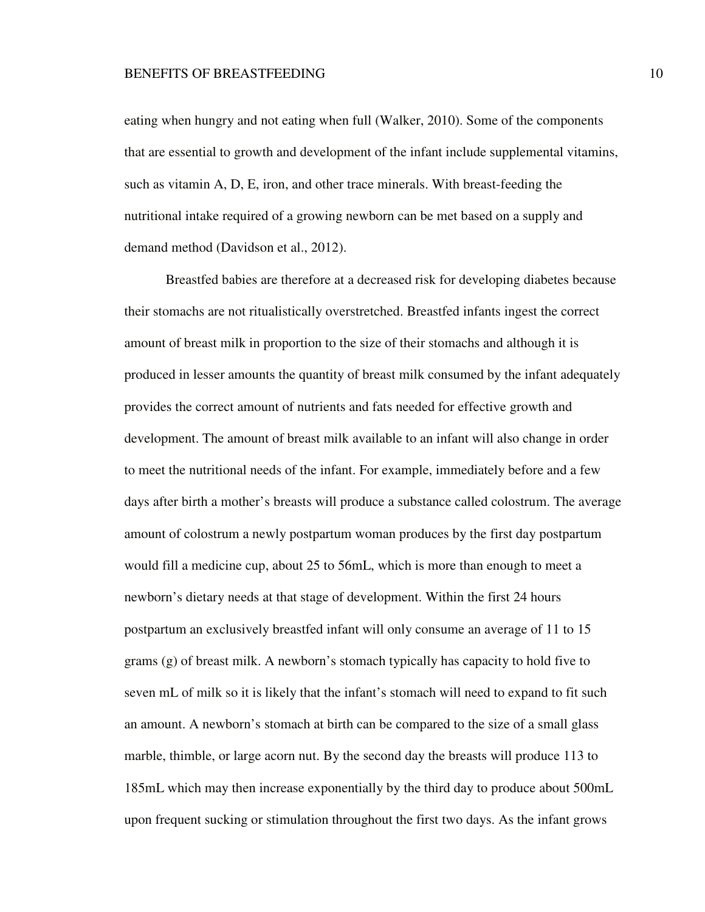eating when hungry and not eating when full (Walker, 2010). Some of the components that are essential to growth and development of the infant include supplemental vitamins, such as vitamin A, D, E, iron, and other trace minerals. With breast-feeding the nutritional intake required of a growing newborn can be met based on a supply and demand method (Davidson et al., 2012).

Breastfed babies are therefore at a decreased risk for developing diabetes because their stomachs are not ritualistically overstretched. Breastfed infants ingest the correct amount of breast milk in proportion to the size of their stomachs and although it is produced in lesser amounts the quantity of breast milk consumed by the infant adequately provides the correct amount of nutrients and fats needed for effective growth and development. The amount of breast milk available to an infant will also change in order to meet the nutritional needs of the infant. For example, immediately before and a few days after birth a mother's breasts will produce a substance called colostrum. The average amount of colostrum a newly postpartum woman produces by the first day postpartum would fill a medicine cup, about 25 to 56mL, which is more than enough to meet a newborn's dietary needs at that stage of development. Within the first 24 hours postpartum an exclusively breastfed infant will only consume an average of 11 to 15 grams (g) of breast milk. A newborn's stomach typically has capacity to hold five to seven mL of milk so it is likely that the infant's stomach will need to expand to fit such an amount. A newborn's stomach at birth can be compared to the size of a small glass marble, thimble, or large acorn nut. By the second day the breasts will produce 113 to 185mL which may then increase exponentially by the third day to produce about 500mL upon frequent sucking or stimulation throughout the first two days. As the infant grows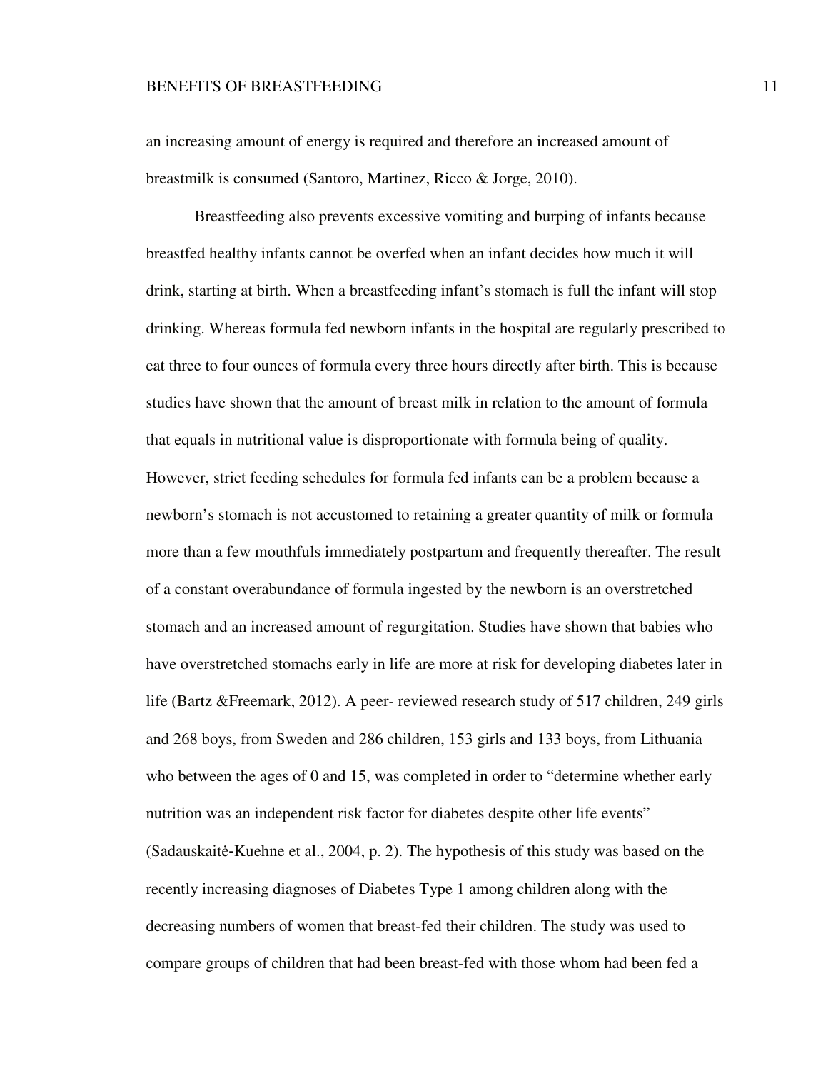an increasing amount of energy is required and therefore an increased amount of breastmilk is consumed (Santoro, Martinez, Ricco & Jorge, 2010).

Breastfeeding also prevents excessive vomiting and burping of infants because breastfed healthy infants cannot be overfed when an infant decides how much it will drink, starting at birth. When a breastfeeding infant's stomach is full the infant will stop drinking. Whereas formula fed newborn infants in the hospital are regularly prescribed to eat three to four ounces of formula every three hours directly after birth. This is because studies have shown that the amount of breast milk in relation to the amount of formula that equals in nutritional value is disproportionate with formula being of quality. However, strict feeding schedules for formula fed infants can be a problem because a newborn's stomach is not accustomed to retaining a greater quantity of milk or formula more than a few mouthfuls immediately postpartum and frequently thereafter. The result of a constant overabundance of formula ingested by the newborn is an overstretched stomach and an increased amount of regurgitation. Studies have shown that babies who have overstretched stomachs early in life are more at risk for developing diabetes later in life (Bartz &Freemark, 2012). A peer- reviewed research study of 517 children, 249 girls and 268 boys, from Sweden and 286 children, 153 girls and 133 boys, from Lithuania who between the ages of 0 and 15, was completed in order to "determine whether early nutrition was an independent risk factor for diabetes despite other life events" (Sadauskaitė-Kuehne et al., 2004, p. 2). The hypothesis of this study was based on the recently increasing diagnoses of Diabetes Type 1 among children along with the decreasing numbers of women that breast-fed their children. The study was used to compare groups of children that had been breast-fed with those whom had been fed a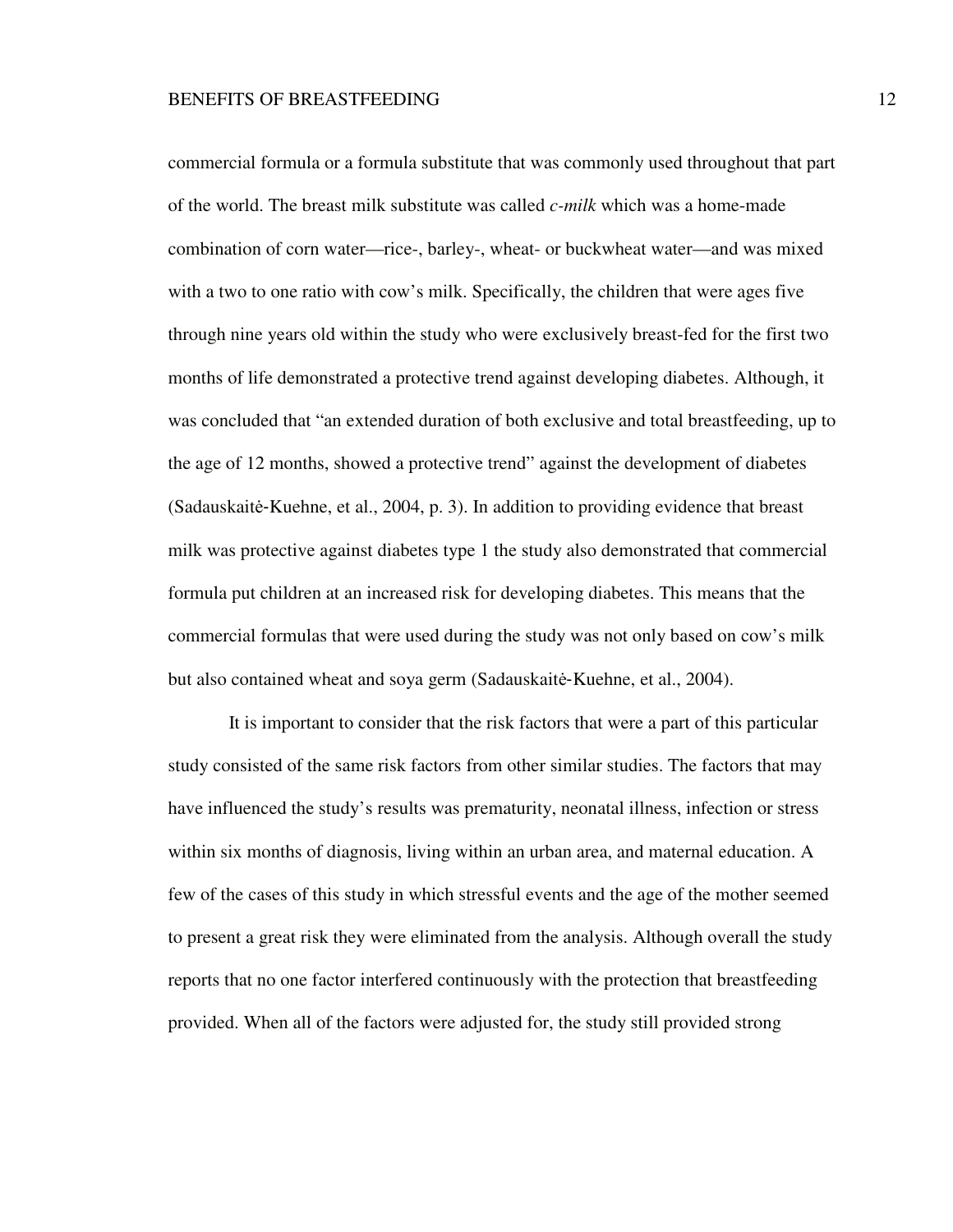commercial formula or a formula substitute that was commonly used throughout that part of the world. The breast milk substitute was called *c-milk* which was a home-made combination of corn water—rice-, barley-, wheat- or buckwheat water—and was mixed with a two to one ratio with cow's milk. Specifically, the children that were ages five through nine years old within the study who were exclusively breast-fed for the first two months of life demonstrated a protective trend against developing diabetes. Although, it was concluded that "an extended duration of both exclusive and total breastfeeding, up to the age of 12 months, showed a protective trend" against the development of diabetes (Sadauskaitė-Kuehne, et al., 2004, p. 3). In addition to providing evidence that breast milk was protective against diabetes type 1 the study also demonstrated that commercial formula put children at an increased risk for developing diabetes. This means that the commercial formulas that were used during the study was not only based on cow's milk but also contained wheat and soya germ (Sadauskaitė-Kuehne, et al., 2004).

It is important to consider that the risk factors that were a part of this particular study consisted of the same risk factors from other similar studies. The factors that may have influenced the study's results was prematurity, neonatal illness, infection or stress within six months of diagnosis, living within an urban area, and maternal education. A few of the cases of this study in which stressful events and the age of the mother seemed to present a great risk they were eliminated from the analysis. Although overall the study reports that no one factor interfered continuously with the protection that breastfeeding provided. When all of the factors were adjusted for, the study still provided strong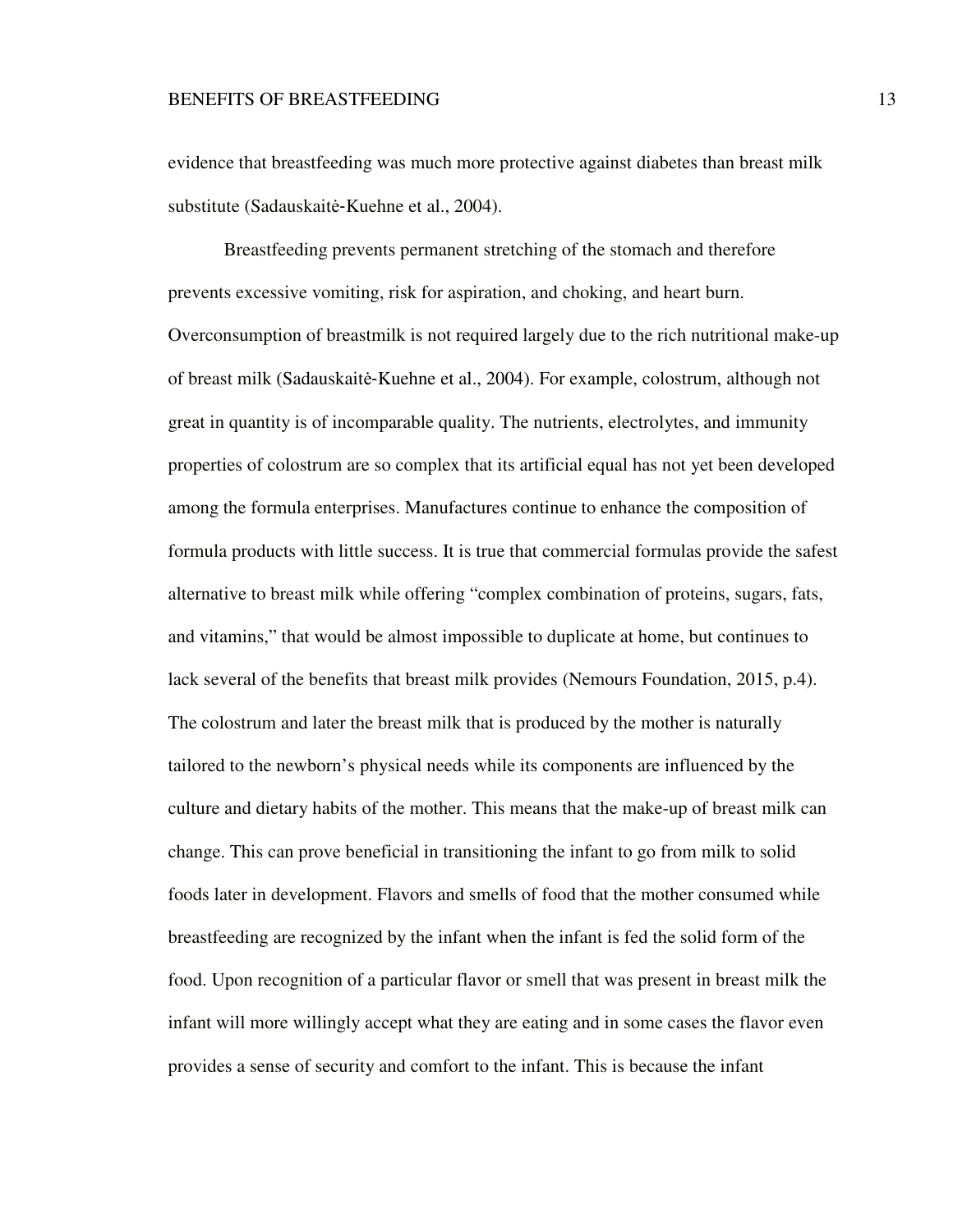evidence that breastfeeding was much more protective against diabetes than breast milk substitute (Sadauskaitė-Kuehne et al., 2004).

Breastfeeding prevents permanent stretching of the stomach and therefore prevents excessive vomiting, risk for aspiration, and choking, and heart burn. Overconsumption of breastmilk is not required largely due to the rich nutritional make-up of breast milk (Sadauskaitė-Kuehne et al., 2004). For example, colostrum, although not great in quantity is of incomparable quality. The nutrients, electrolytes, and immunity properties of colostrum are so complex that its artificial equal has not yet been developed among the formula enterprises. Manufactures continue to enhance the composition of formula products with little success. It is true that commercial formulas provide the safest alternative to breast milk while offering "complex combination of proteins, sugars, fats, and vitamins," that would be almost impossible to duplicate at home, but continues to lack several of the benefits that breast milk provides (Nemours Foundation, 2015, p.4). The colostrum and later the breast milk that is produced by the mother is naturally tailored to the newborn's physical needs while its components are influenced by the culture and dietary habits of the mother. This means that the make-up of breast milk can change. This can prove beneficial in transitioning the infant to go from milk to solid foods later in development. Flavors and smells of food that the mother consumed while breastfeeding are recognized by the infant when the infant is fed the solid form of the food. Upon recognition of a particular flavor or smell that was present in breast milk the infant will more willingly accept what they are eating and in some cases the flavor even provides a sense of security and comfort to the infant. This is because the infant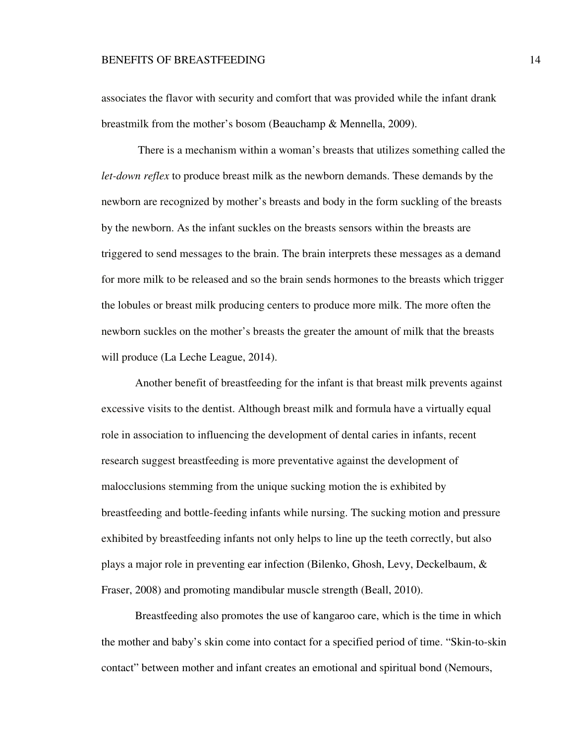associates the flavor with security and comfort that was provided while the infant drank breastmilk from the mother's bosom (Beauchamp & Mennella, 2009).

There is a mechanism within a woman's breasts that utilizes something called the *let-down reflex* to produce breast milk as the newborn demands. These demands by the newborn are recognized by mother's breasts and body in the form suckling of the breasts by the newborn. As the infant suckles on the breasts sensors within the breasts are triggered to send messages to the brain. The brain interprets these messages as a demand for more milk to be released and so the brain sends hormones to the breasts which trigger the lobules or breast milk producing centers to produce more milk. The more often the newborn suckles on the mother's breasts the greater the amount of milk that the breasts will produce (La Leche League, 2014).

Another benefit of breastfeeding for the infant is that breast milk prevents against excessive visits to the dentist. Although breast milk and formula have a virtually equal role in association to influencing the development of dental caries in infants, recent research suggest breastfeeding is more preventative against the development of malocclusions stemming from the unique sucking motion the is exhibited by breastfeeding and bottle-feeding infants while nursing. The sucking motion and pressure exhibited by breastfeeding infants not only helps to line up the teeth correctly, but also plays a major role in preventing ear infection (Bilenko, Ghosh, Levy, Deckelbaum, & Fraser, 2008) and promoting mandibular muscle strength (Beall, 2010).

Breastfeeding also promotes the use of kangaroo care, which is the time in which the mother and baby's skin come into contact for a specified period of time. "Skin-to-skin contact" between mother and infant creates an emotional and spiritual bond (Nemours,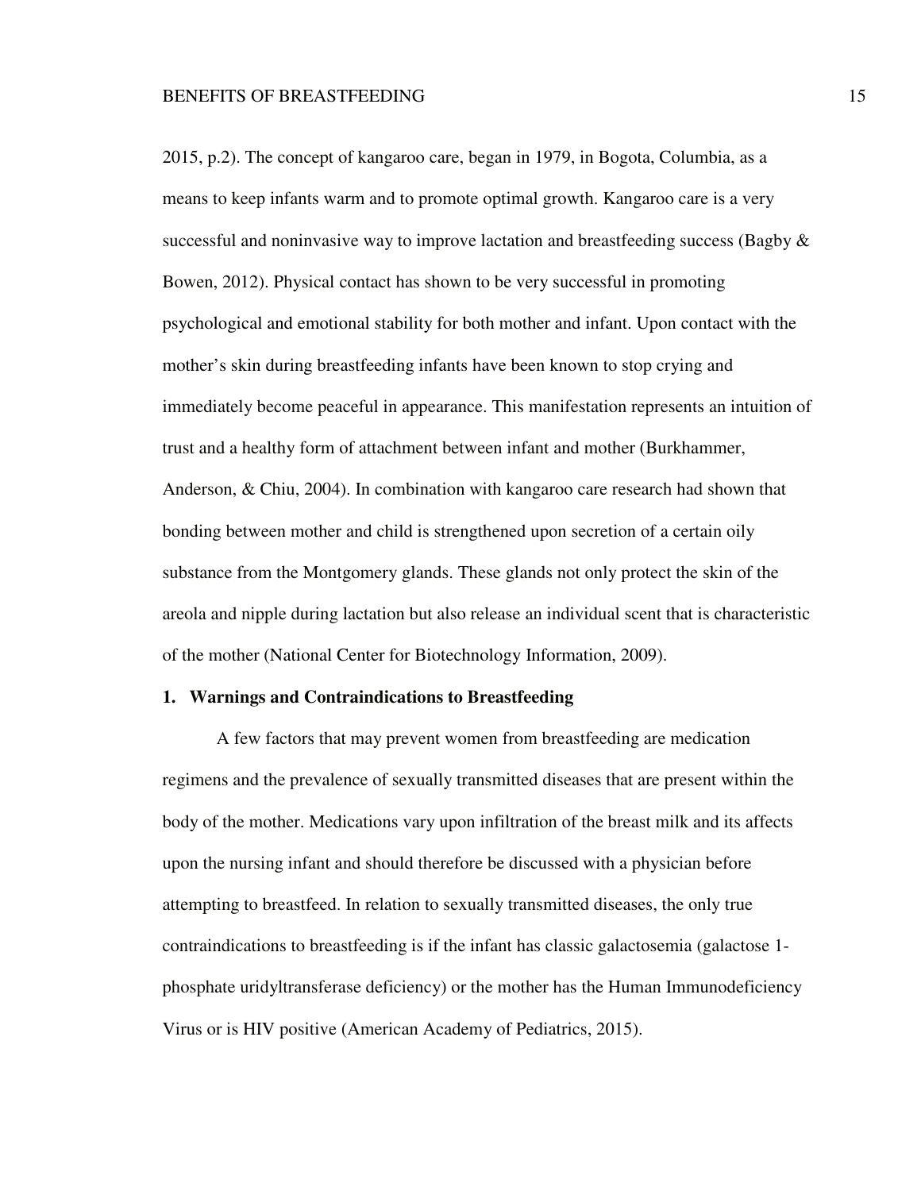2015, p.2). The concept of kangaroo care, began in 1979, in Bogota, Columbia, as a means to keep infants warm and to promote optimal growth. Kangaroo care is a very successful and noninvasive way to improve lactation and breastfeeding success (Bagby & Bowen, 2012). Physical contact has shown to be very successful in promoting psychological and emotional stability for both mother and infant. Upon contact with the mother's skin during breastfeeding infants have been known to stop crying and immediately become peaceful in appearance. This manifestation represents an intuition of trust and a healthy form of attachment between infant and mother (Burkhammer, Anderson, & Chiu, 2004). In combination with kangaroo care research had shown that bonding between mother and child is strengthened upon secretion of a certain oily substance from the Montgomery glands. These glands not only protect the skin of the areola and nipple during lactation but also release an individual scent that is characteristic of the mother (National Center for Biotechnology Information, 2009).

### 1. Warnings and Contraindications to Breastfeeding

A few factors that may prevent women from breastfeeding are medication regimens and the prevalence of sexually transmitted diseases that are present within the body of the mother. Medications vary upon infiltration of the breast milk and its affects upon the nursing infant and should therefore be discussed with a physician before attempting to breastfeed. In relation to sexually transmitted diseases, the only true contraindications to breastfeeding is if the infant has classic galactosemia (galactose 1-phosphate uridyltransferase deficiency) or the mother has the Human Immunodeficiency Virus or is HIV positive (American Academy of Pediatrics, 2015).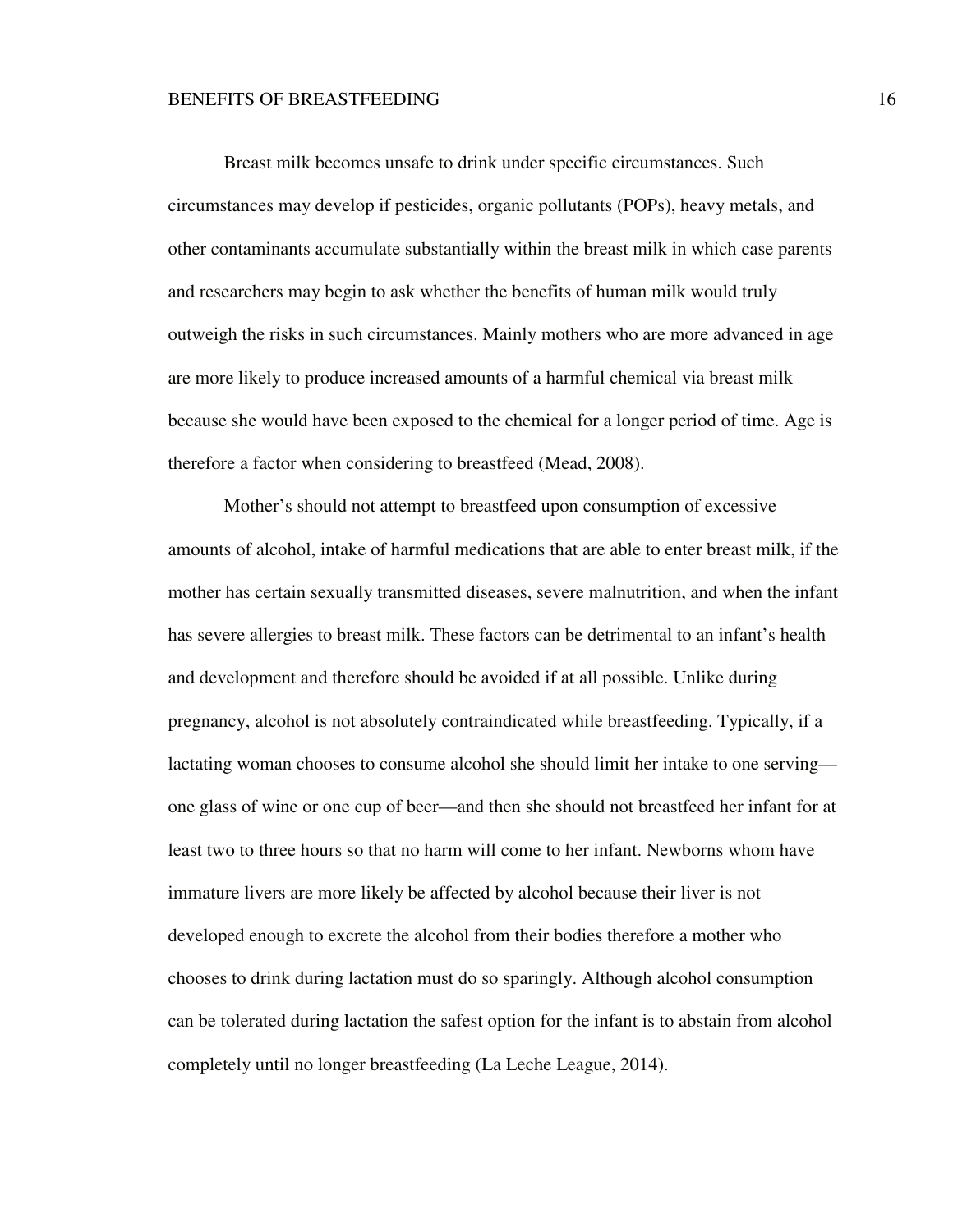Breast milk becomes unsafe to drink under specific circumstances. Such circumstances may develop if pesticides, organic pollutants (POPs), heavy metals, and other contaminants accumulate substantially within the breast milk in which case parents and researchers may begin to ask whether the benefits of human milk would truly outweigh the risks in such circumstances. Mainly mothers who are more advanced in age are more likely to produce increased amounts of a harmful chemical via breast milk because she would have been exposed to the chemical for a longer period of time. Age is therefore a factor when considering to breastfeed (Mead, 2008).

Mother's should not attempt to breastfeed upon consumption of excessive amounts of alcohol, intake of harmful medications that are able to enter breast milk, if the mother has certain sexually transmitted diseases, severe malnutrition, and when the infant has severe allergies to breast milk. These factors can be detrimental to an infant's health and development and therefore should be avoided if at all possible. Unlike during pregnancy, alcohol is not absolutely contraindicated while breastfeeding. Typically, if a lactating woman chooses to consume alcohol she should limit her intake to one serving—one glass of wine or one cup of beer—and then she should not breastfeed her infant for at least two to three hours so that no harm will come to her infant. Newborns whom have immature livers are more likely be affected by alcohol because their liver is not developed enough to excrete the alcohol from their bodies therefore a mother who chooses to drink during lactation must do so sparingly. Although alcohol consumption can be tolerated during lactation the safest option for the infant is to abstain from alcohol completely until no longer breastfeeding (La Leche League, 2014).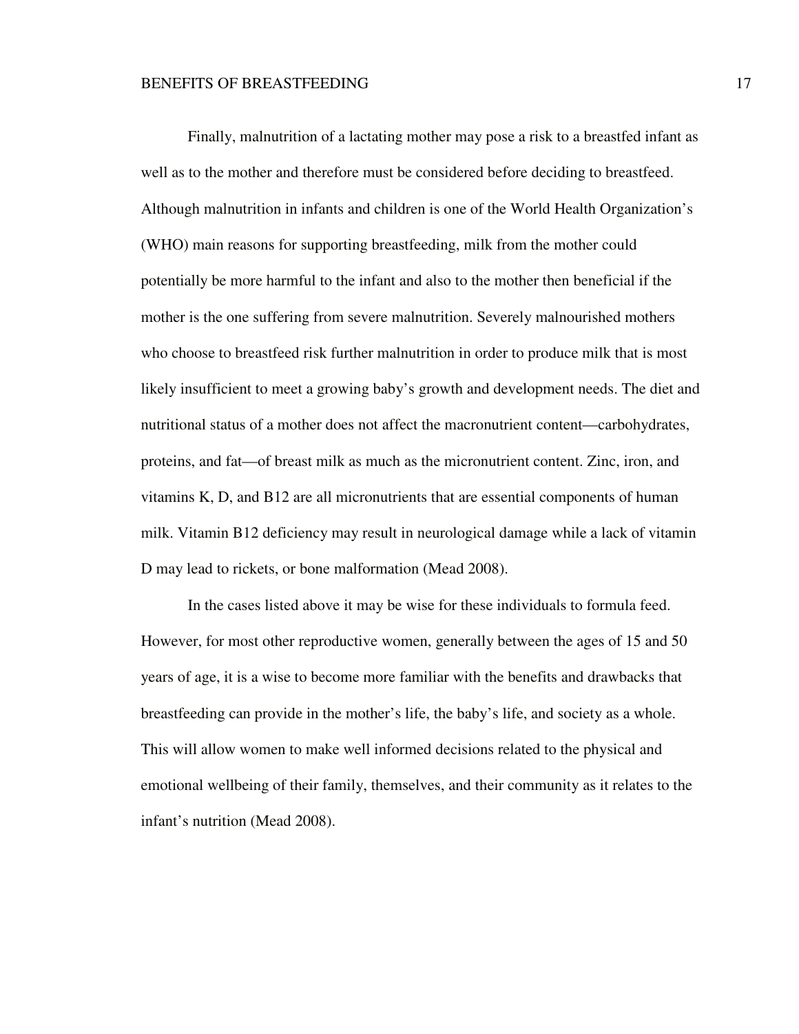Finally, malnutrition of a lactating mother may pose a risk to a breastfed infant as well as to the mother and therefore must be considered before deciding to breastfeed. Although malnutrition in infants and children is one of the World Health Organization's (WHO) main reasons for supporting breastfeeding, milk from the mother could potentially be more harmful to the infant and also to the mother then beneficial if the mother is the one suffering from severe malnutrition. Severely malnourished mothers who choose to breastfeed risk further malnutrition in order to produce milk that is most likely insufficient to meet a growing baby's growth and development needs. The diet and nutritional status of a mother does not affect the macronutrient content—carbohydrates, proteins, and fat—of breast milk as much as the micronutrient content. Zinc, iron, and vitamins K, D, and B12 are all micronutrients that are essential components of human milk. Vitamin B12 deficiency may result in neurological damage while a lack of vitamin D may lead to rickets, or bone malformation (Mead 2008).

In the cases listed above it may be wise for these individuals to formula feed. However, for most other reproductive women, generally between the ages of 15 and 50 years of age, it is a wise to become more familiar with the benefits and drawbacks that breastfeeding can provide in the mother's life, the baby's life, and society as a whole. This will allow women to make well informed decisions related to the physical and emotional wellbeing of their family, themselves, and their community as it relates to the infant's nutrition (Mead 2008).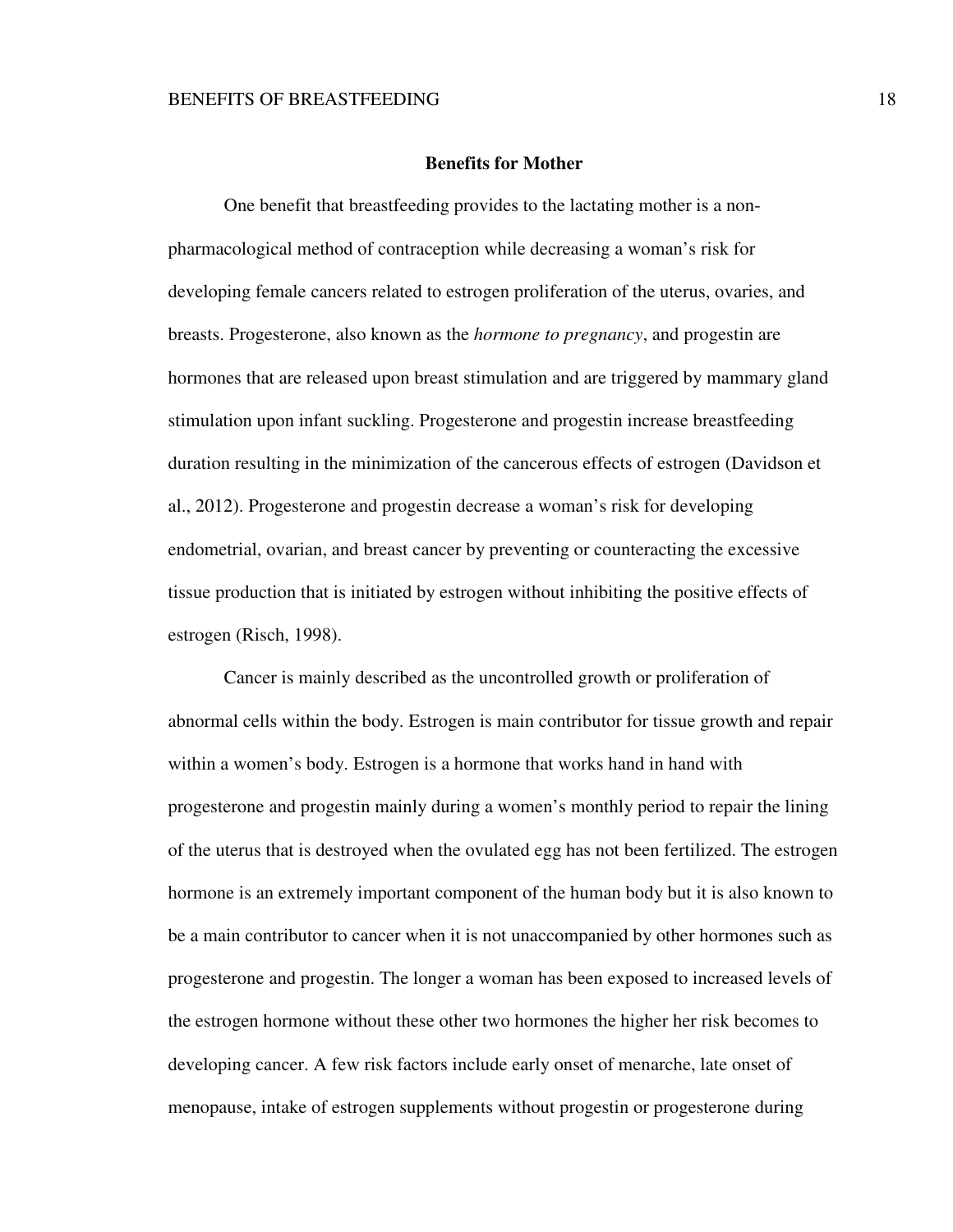## Benefits for Mother

One benefit that breastfeeding provides to the lactating mother is a non-pharmacological method of contraception while decreasing a woman's risk for developing female cancers related to estrogen proliferation of the uterus, ovaries, and breasts. Progesterone, also known as the *hormone to pregnancy*, and progestin are hormones that are released upon breast stimulation and are triggered by mammary gland stimulation upon infant suckling. Progesterone and progestin increase breastfeeding duration resulting in the minimization of the cancerous effects of estrogen (Davidson et al., 2012). Progesterone and progestin decrease a woman's risk for developing endometrial, ovarian, and breast cancer by preventing or counteracting the excessive tissue production that is initiated by estrogen without inhibiting the positive effects of estrogen (Risch, 1998).

Cancer is mainly described as the uncontrolled growth or proliferation of abnormal cells within the body. Estrogen is main contributor for tissue growth and repair within a women's body. Estrogen is a hormone that works hand in hand with progesterone and progestin mainly during a women's monthly period to repair the lining of the uterus that is destroyed when the ovulated egg has not been fertilized. The estrogen hormone is an extremely important component of the human body but it is also known to be a main contributor to cancer when it is not unaccompanied by other hormones such as progesterone and progestin. The longer a woman has been exposed to increased levels of the estrogen hormone without these other two hormones the higher her risk becomes to developing cancer. A few risk factors include early onset of menarche, late onset of menopause, intake of estrogen supplements without progestin or progesterone during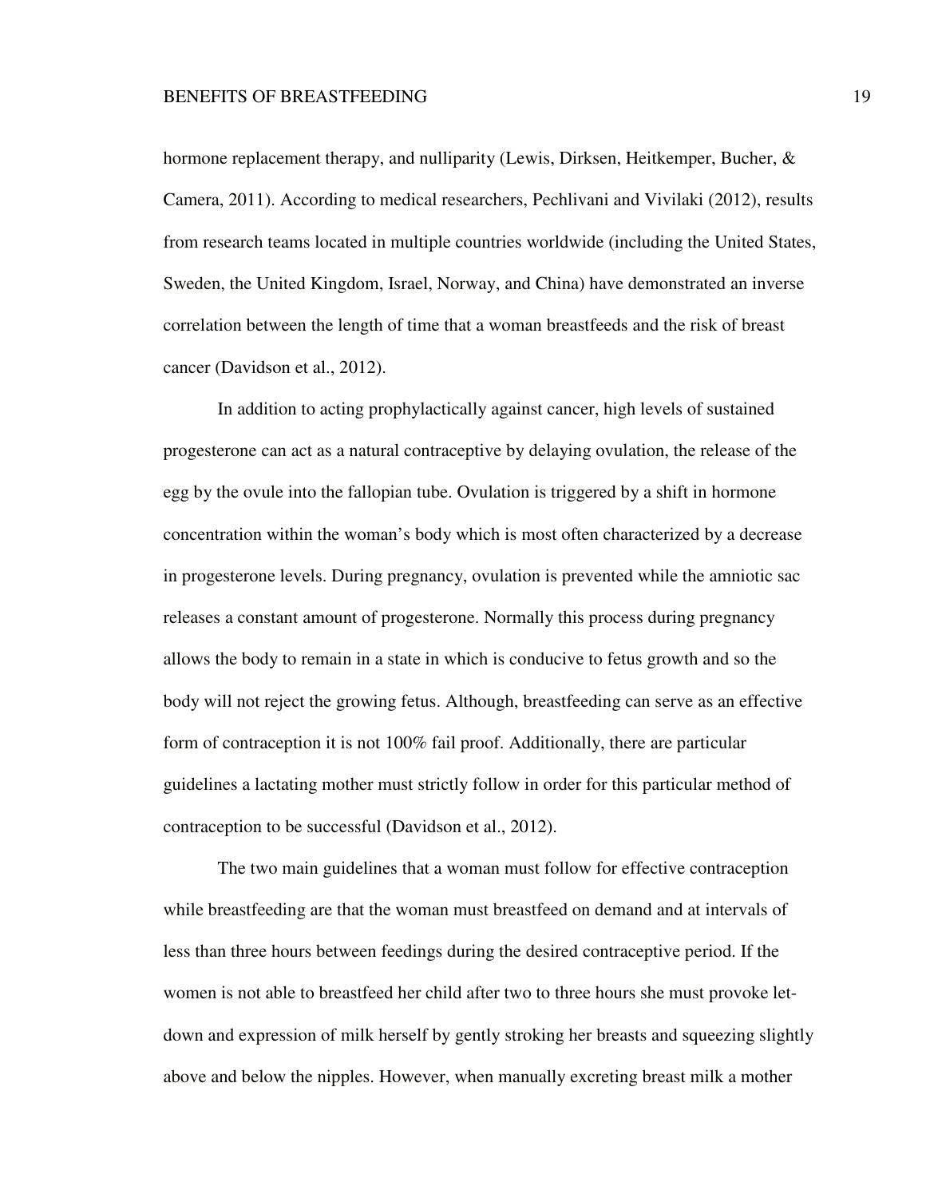hormone replacement therapy, and nulliparity (Lewis, Dirksen, Heitkemper, Bucher, & Camera, 2011). According to medical researchers, Pechlivani and Vivilaki (2012), results from research teams located in multiple countries worldwide (including the United States, Sweden, the United Kingdom, Israel, Norway, and China) have demonstrated an inverse correlation between the length of time that a woman breastfeeds and the risk of breast cancer (Davidson et al., 2012).

In addition to acting prophylactically against cancer, high levels of sustained progesterone can act as a natural contraceptive by delaying ovulation, the release of the egg by the ovule into the fallopian tube. Ovulation is triggered by a shift in hormone concentration within the woman's body which is most often characterized by a decrease in progesterone levels. During pregnancy, ovulation is prevented while the amniotic sac releases a constant amount of progesterone. Normally this process during pregnancy allows the body to remain in a state in which is conducive to fetus growth and so the body will not reject the growing fetus. Although, breastfeeding can serve as an effective form of contraception it is not 100% fail proof. Additionally, there are particular guidelines a lactating mother must strictly follow in order for this particular method of contraception to be successful (Davidson et al., 2012).

The two main guidelines that a woman must follow for effective contraception while breastfeeding are that the woman must breastfeed on demand and at intervals of less than three hours between feedings during the desired contraceptive period. If the women is not able to breastfeed her child after two to three hours she must provoke let-down and expression of milk herself by gently stroking her breasts and squeezing slightly above and below the nipples. However, when manually excreting breast milk a mother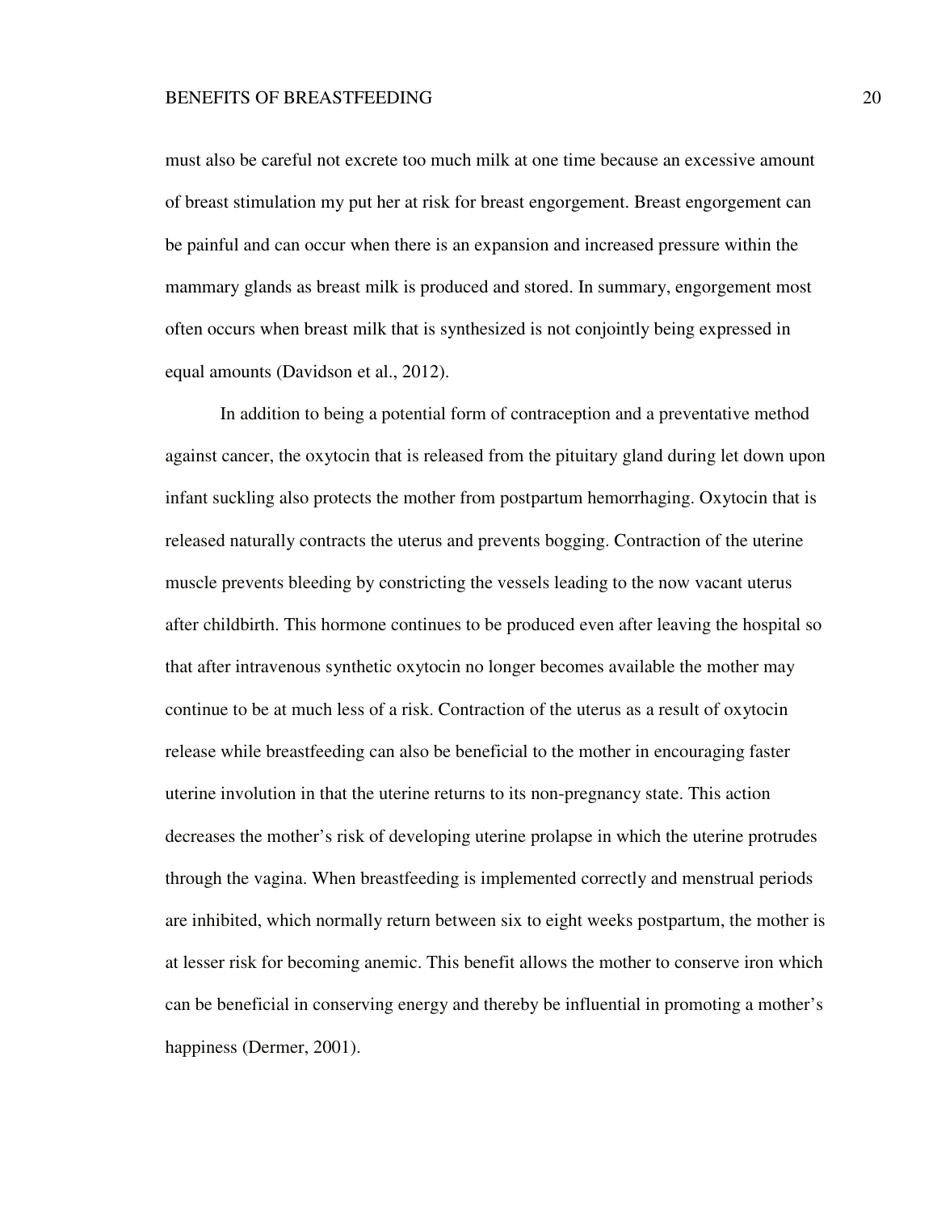must also be careful not excrete too much milk at one time because an excessive amount of breast stimulation my put her at risk for breast engorgement. Breast engorgement can be painful and can occur when there is an expansion and increased pressure within the mammary glands as breast milk is produced and stored. In summary, engorgement most often occurs when breast milk that is synthesized is not conjointly being expressed in equal amounts (Davidson et al., 2012).

In addition to being a potential form of contraception and a preventative method against cancer, the oxytocin that is released from the pituitary gland during let down upon infant suckling also protects the mother from postpartum hemorrhaging. Oxytocin that is released naturally contracts the uterus and prevents bogging. Contraction of the uterine muscle prevents bleeding by constricting the vessels leading to the now vacant uterus after childbirth. This hormone continues to be produced even after leaving the hospital so that after intravenous synthetic oxytocin no longer becomes available the mother may continue to be at much less of a risk. Contraction of the uterus as a result of oxytocin release while breastfeeding can also be beneficial to the mother in encouraging faster uterine involution in that the uterine returns to its non-pregnancy state. This action decreases the mother's risk of developing uterine prolapse in which the uterine protrudes through the vagina. When breastfeeding is implemented correctly and menstrual periods are inhibited, which normally return between six to eight weeks postpartum, the mother is at lesser risk for becoming anemic. This benefit allows the mother to conserve iron which can be beneficial in conserving energy and thereby be influential in promoting a mother's happiness (Dermer, 2001).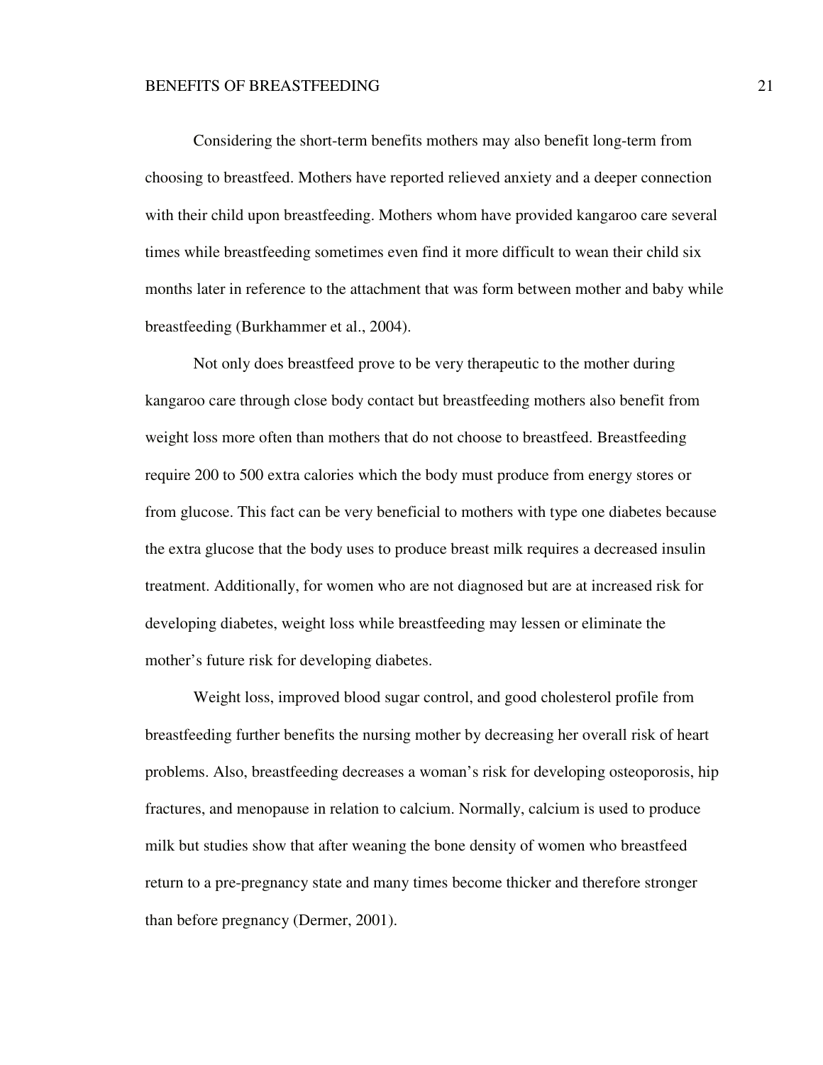Considering the short-term benefits mothers may also benefit long-term from choosing to breastfeed. Mothers have reported relieved anxiety and a deeper connection with their child upon breastfeeding. Mothers whom have provided kangaroo care several times while breastfeeding sometimes even find it more difficult to wean their child six months later in reference to the attachment that was form between mother and baby while breastfeeding (Burkhammer et al., 2004).

Not only does breastfeed prove to be very therapeutic to the mother during kangaroo care through close body contact but breastfeeding mothers also benefit from weight loss more often than mothers that do not choose to breastfeed. Breastfeeding require 200 to 500 extra calories which the body must produce from energy stores or from glucose. This fact can be very beneficial to mothers with type one diabetes because the extra glucose that the body uses to produce breast milk requires a decreased insulin treatment. Additionally, for women who are not diagnosed but are at increased risk for developing diabetes, weight loss while breastfeeding may lessen or eliminate the mother's future risk for developing diabetes.

Weight loss, improved blood sugar control, and good cholesterol profile from breastfeeding further benefits the nursing mother by decreasing her overall risk of heart problems. Also, breastfeeding decreases a woman's risk for developing osteoporosis, hip fractures, and menopause in relation to calcium. Normally, calcium is used to produce milk but studies show that after weaning the bone density of women who breastfeed return to a pre-pregnancy state and many times become thicker and therefore stronger than before pregnancy (Dermer, 2001).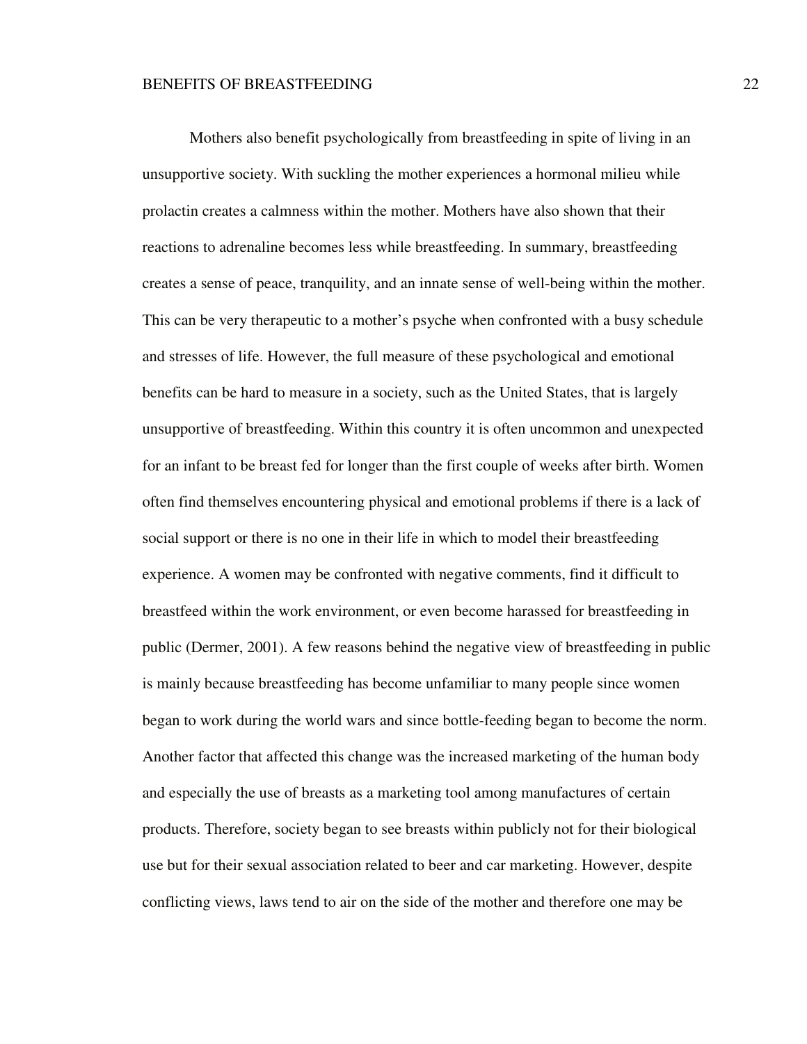Mothers also benefit psychologically from breastfeeding in spite of living in an unsupportive society. With suckling the mother experiences a hormonal milieu while prolactin creates a calmness within the mother. Mothers have also shown that their reactions to adrenaline becomes less while breastfeeding. In summary, breastfeeding creates a sense of peace, tranquility, and an innate sense of well-being within the mother. This can be very therapeutic to a mother's psyche when confronted with a busy schedule and stresses of life. However, the full measure of these psychological and emotional benefits can be hard to measure in a society, such as the United States, that is largely unsupportive of breastfeeding. Within this country it is often uncommon and unexpected for an infant to be breast fed for longer than the first couple of weeks after birth. Women often find themselves encountering physical and emotional problems if there is a lack of social support or there is no one in their life in which to model their breastfeeding experience. A women may be confronted with negative comments, find it difficult to breastfeed within the work environment, or even become harassed for breastfeeding in public (Dermer, 2001). A few reasons behind the negative view of breastfeeding in public is mainly because breastfeeding has become unfamiliar to many people since women began to work during the world wars and since bottle-feeding began to become the norm. Another factor that affected this change was the increased marketing of the human body and especially the use of breasts as a marketing tool among manufactures of certain products. Therefore, society began to see breasts within publicly not for their biological use but for their sexual association related to beer and car marketing. However, despite conflicting views, laws tend to air on the side of the mother and therefore one may be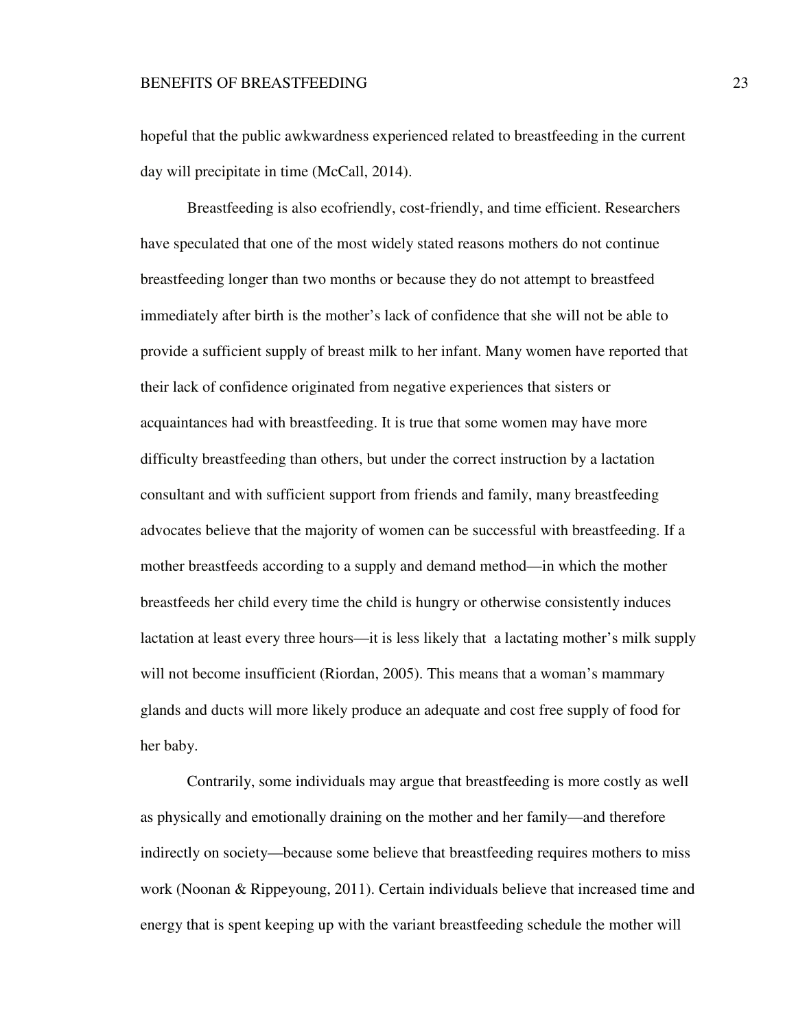hopeful that the public awkwardness experienced related to breastfeeding in the current day will precipitate in time (McCall, 2014).

Breastfeeding is also ecofriendly, cost-friendly, and time efficient. Researchers have speculated that one of the most widely stated reasons mothers do not continue breastfeeding longer than two months or because they do not attempt to breastfeed immediately after birth is the mother's lack of confidence that she will not be able to provide a sufficient supply of breast milk to her infant. Many women have reported that their lack of confidence originated from negative experiences that sisters or acquaintances had with breastfeeding. It is true that some women may have more difficulty breastfeeding than others, but under the correct instruction by a lactation consultant and with sufficient support from friends and family, many breastfeeding advocates believe that the majority of women can be successful with breastfeeding. If a mother breastfeeds according to a supply and demand method—in which the mother breastfeeds her child every time the child is hungry or otherwise consistently induces lactation at least every three hours—it is less likely that a lactating mother's milk supply will not become insufficient (Riordan, 2005). This means that a woman's mammary glands and ducts will more likely produce an adequate and cost free supply of food for her baby.

Contrarily, some individuals may argue that breastfeeding is more costly as well as physically and emotionally draining on the mother and her family—and therefore indirectly on society—because some believe that breastfeeding requires mothers to miss work (Noonan & Rippeyoung, 2011). Certain individuals believe that increased time and energy that is spent keeping up with the variant breastfeeding schedule the mother will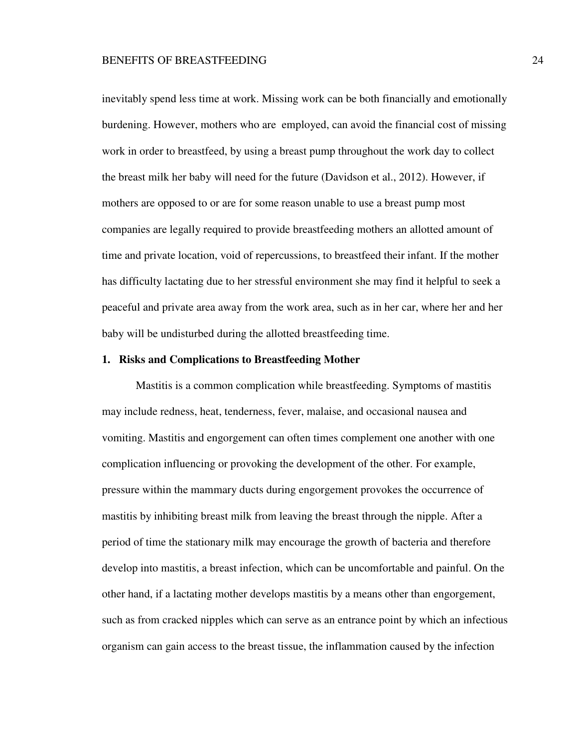inevitably spend less time at work. Missing work can be both financially and emotionally burdening. However, mothers who are employed, can avoid the financial cost of missing work in order to breastfeed, by using a breast pump throughout the work day to collect the breast milk her baby will need for the future (Davidson et al., 2012). However, if mothers are opposed to or are for some reason unable to use a breast pump most companies are legally required to provide breastfeeding mothers an allotted amount of time and private location, void of repercussions, to breastfeed their infant. If the mother has difficulty lactating due to her stressful environment she may find it helpful to seek a peaceful and private area away from the work area, such as in her car, where her and her baby will be undisturbed during the allotted breastfeeding time.

### 1. Risks and Complications to Breastfeeding Mother

Mastitis is a common complication while breastfeeding. Symptoms of mastitis may include redness, heat, tenderness, fever, malaise, and occasional nausea and vomiting. Mastitis and engorgement can often times complement one another with one complication influencing or provoking the development of the other. For example, pressure within the mammary ducts during engorgement provokes the occurrence of mastitis by inhibiting breast milk from leaving the breast through the nipple. After a period of time the stationary milk may encourage the growth of bacteria and therefore develop into mastitis, a breast infection, which can be uncomfortable and painful. On the other hand, if a lactating mother develops mastitis by a means other than engorgement, such as from cracked nipples which can serve as an entrance point by which an infectious organism can gain access to the breast tissue, the inflammation caused by the infection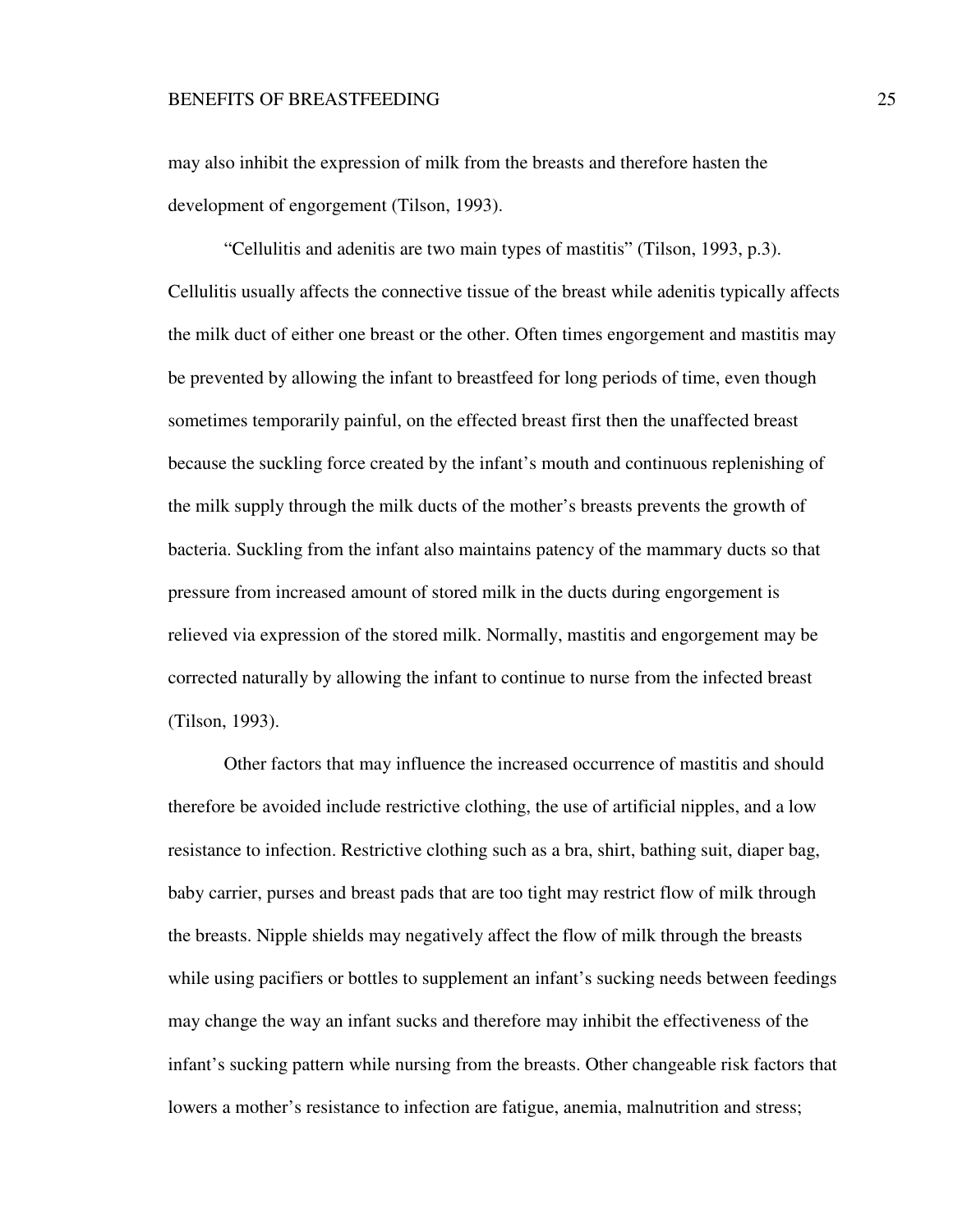may also inhibit the expression of milk from the breasts and therefore hasten the development of engorgement (Tilson, 1993).

"Cellulitis and adenitis are two main types of mastitis" (Tilson, 1993, p.3). Cellulitis usually affects the connective tissue of the breast while adenitis typically affects the milk duct of either one breast or the other. Often times engorgement and mastitis may be prevented by allowing the infant to breastfeed for long periods of time, even though sometimes temporarily painful, on the effected breast first then the unaffected breast because the suckling force created by the infant's mouth and continuous replenishing of the milk supply through the milk ducts of the mother's breasts prevents the growth of bacteria. Suckling from the infant also maintains patency of the mammary ducts so that pressure from increased amount of stored milk in the ducts during engorgement is relieved via expression of the stored milk. Normally, mastitis and engorgement may be corrected naturally by allowing the infant to continue to nurse from the infected breast (Tilson, 1993).

Other factors that may influence the increased occurrence of mastitis and should therefore be avoided include restrictive clothing, the use of artificial nipples, and a low resistance to infection. Restrictive clothing such as a bra, shirt, bathing suit, diaper bag, baby carrier, purses and breast pads that are too tight may restrict flow of milk through the breasts. Nipple shields may negatively affect the flow of milk through the breasts while using pacifiers or bottles to supplement an infant's sucking needs between feedings may change the way an infant sucks and therefore may inhibit the effectiveness of the infant's sucking pattern while nursing from the breasts. Other changeable risk factors that lowers a mother's resistance to infection are fatigue, anemia, malnutrition and stress;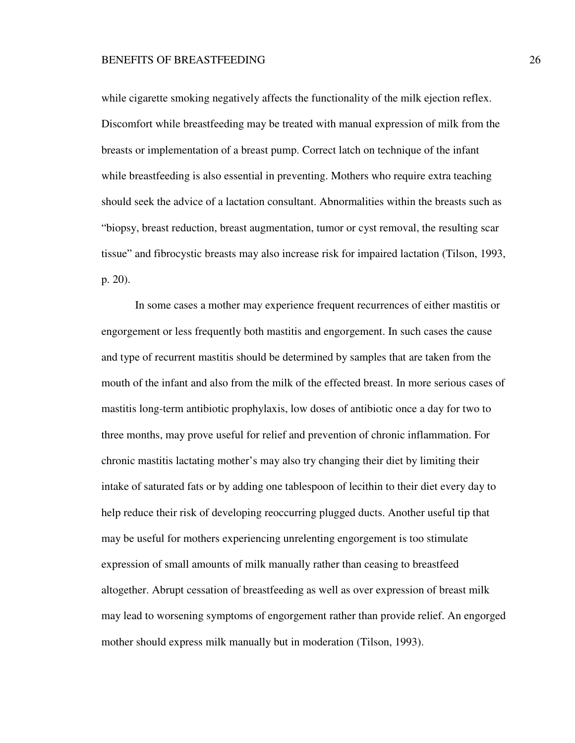while cigarette smoking negatively affects the functionality of the milk ejection reflex. Discomfort while breastfeeding may be treated with manual expression of milk from the breasts or implementation of a breast pump. Correct latch on technique of the infant while breastfeeding is also essential in preventing. Mothers who require extra teaching should seek the advice of a lactation consultant. Abnormalities within the breasts such as "biopsy, breast reduction, breast augmentation, tumor or cyst removal, the resulting scar tissue" and fibrocystic breasts may also increase risk for impaired lactation (Tilson, 1993, p. 20).

In some cases a mother may experience frequent recurrences of either mastitis or engorgement or less frequently both mastitis and engorgement. In such cases the cause and type of recurrent mastitis should be determined by samples that are taken from the mouth of the infant and also from the milk of the effected breast. In more serious cases of mastitis long-term antibiotic prophylaxis, low doses of antibiotic once a day for two to three months, may prove useful for relief and prevention of chronic inflammation. For chronic mastitis lactating mother's may also try changing their diet by limiting their intake of saturated fats or by adding one tablespoon of lecithin to their diet every day to help reduce their risk of developing reoccurring plugged ducts. Another useful tip that may be useful for mothers experiencing unrelenting engorgement is too stimulate expression of small amounts of milk manually rather than ceasing to breastfeed altogether. Abrupt cessation of breastfeeding as well as over expression of breast milk may lead to worsening symptoms of engorgement rather than provide relief. An engorged mother should express milk manually but in moderation (Tilson, 1993).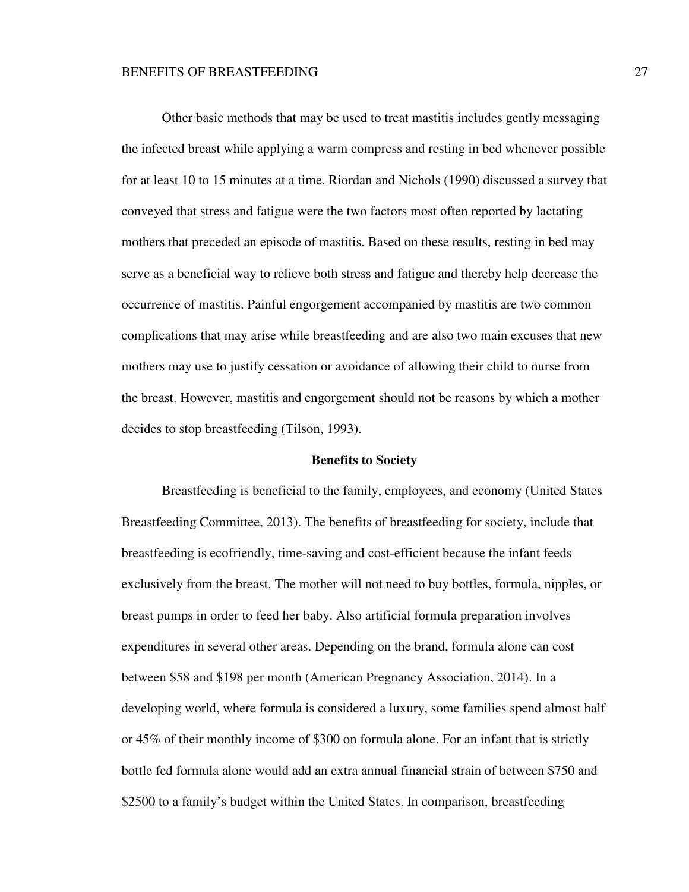Other basic methods that may be used to treat mastitis includes gently messaging the infected breast while applying a warm compress and resting in bed whenever possible for at least 10 to 15 minutes at a time. Riordan and Nichols (1990) discussed a survey that conveyed that stress and fatigue were the two factors most often reported by lactating mothers that preceded an episode of mastitis. Based on these results, resting in bed may serve as a beneficial way to relieve both stress and fatigue and thereby help decrease the occurrence of mastitis. Painful engorgement accompanied by mastitis are two common complications that may arise while breastfeeding and are also two main excuses that new mothers may use to justify cessation or avoidance of allowing their child to nurse from the breast. However, mastitis and engorgement should not be reasons by which a mother decides to stop breastfeeding (Tilson, 1993).

## Benefits to Society

Breastfeeding is beneficial to the family, employees, and economy (United States Breastfeeding Committee, 2013). The benefits of breastfeeding for society, include that breastfeeding is ecofriendly, time-saving and cost-efficient because the infant feeds exclusively from the breast. The mother will not need to buy bottles, formula, nipples, or breast pumps in order to feed her baby. Also artificial formula preparation involves expenditures in several other areas. Depending on the brand, formula alone can cost between $58 and $198 per month (American Pregnancy Association, 2014). In a developing world, where formula is considered a luxury, some families spend almost half or 45% of their monthly income of $300 on formula alone. For an infant that is strictly bottle fed formula alone would add an extra annual financial strain of between $750 and $2500 to a family's budget within the United States. In comparison, breastfeeding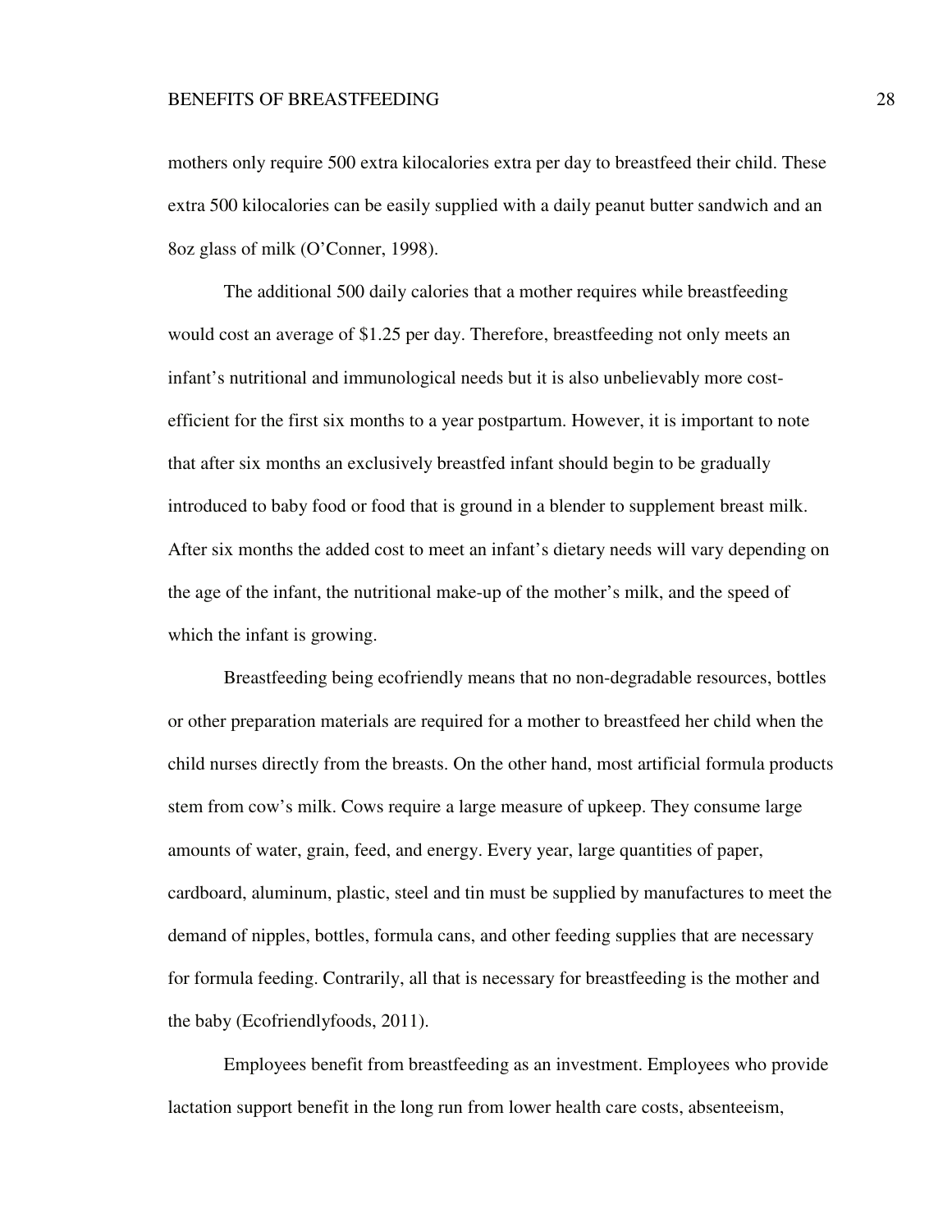mothers only require 500 extra kilocalories extra per day to breastfeed their child. These extra 500 kilocalories can be easily supplied with a daily peanut butter sandwich and an 8oz glass of milk (O'Conner, 1998).

The additional 500 daily calories that a mother requires while breastfeeding would cost an average of $1.25 per day. Therefore, breastfeeding not only meets an infant's nutritional and immunological needs but it is also unbelievably more cost-efficient for the first six months to a year postpartum. However, it is important to note that after six months an exclusively breastfed infant should begin to be gradually introduced to baby food or food that is ground in a blender to supplement breast milk. After six months the added cost to meet an infant's dietary needs will vary depending on the age of the infant, the nutritional make-up of the mother's milk, and the speed of which the infant is growing.

Breastfeeding being ecofriendly means that no non-degradable resources, bottles or other preparation materials are required for a mother to breastfeed her child when the child nurses directly from the breasts. On the other hand, most artificial formula products stem from cow's milk. Cows require a large measure of upkeep. They consume large amounts of water, grain, feed, and energy. Every year, large quantities of paper, cardboard, aluminum, plastic, steel and tin must be supplied by manufactures to meet the demand of nipples, bottles, formula cans, and other feeding supplies that are necessary for formula feeding. Contrarily, all that is necessary for breastfeeding is the mother and the baby (Ecofriendlyfoods, 2011).

Employees benefit from breastfeeding as an investment. Employees who provide lactation support benefit in the long run from lower health care costs, absenteeism,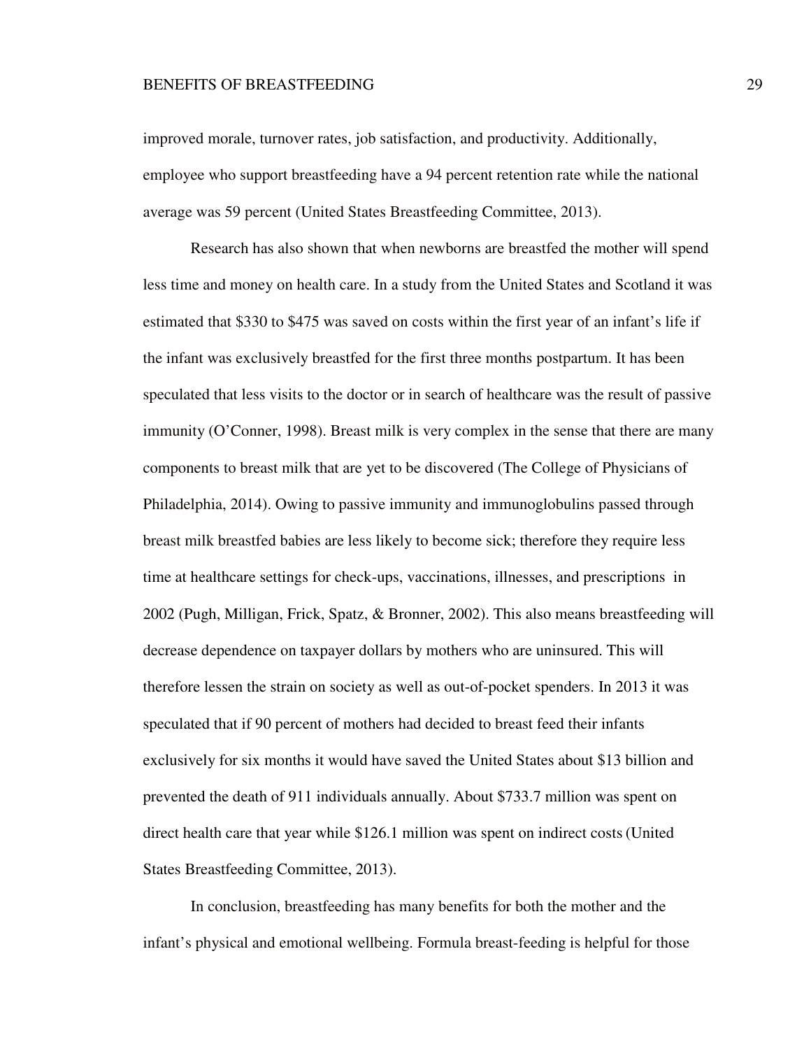improved morale, turnover rates, job satisfaction, and productivity. Additionally, employee who support breastfeeding have a 94 percent retention rate while the national average was 59 percent (United States Breastfeeding Committee, 2013).

Research has also shown that when newborns are breastfed the mother will spend less time and money on health care. In a study from the United States and Scotland it was estimated that $330 to $475 was saved on costs within the first year of an infant's life if the infant was exclusively breastfed for the first three months postpartum. It has been speculated that less visits to the doctor or in search of healthcare was the result of passive immunity (O'Conner, 1998). Breast milk is very complex in the sense that there are many components to breast milk that are yet to be discovered (The College of Physicians of Philadelphia, 2014). Owing to passive immunity and immunoglobulins passed through breast milk breastfed babies are less likely to become sick; therefore they require less time at healthcare settings for check-ups, vaccinations, illnesses, and prescriptions in 2002 (Pugh, Milligan, Frick, Spatz, & Bronner, 2002). This also means breastfeeding will decrease dependence on taxpayer dollars by mothers who are uninsured. This will therefore lessen the strain on society as well as out-of-pocket spenders. In 2013 it was speculated that if 90 percent of mothers had decided to breast feed their infants exclusively for six months it would have saved the United States about $13 billion and prevented the death of 911 individuals annually. About $733.7 million was spent on direct health care that year while $126.1 million was spent on indirect costs (United States Breastfeeding Committee, 2013).

In conclusion, breastfeeding has many benefits for both the mother and the infant's physical and emotional wellbeing. Formula breast-feeding is helpful for those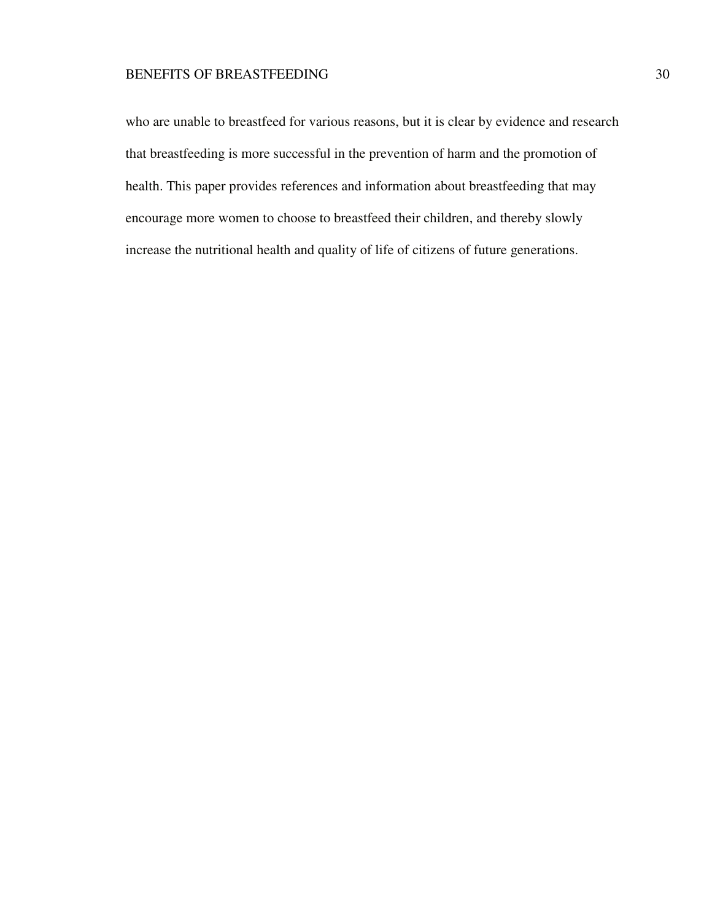who are unable to breastfeed for various reasons, but it is clear by evidence and research that breastfeeding is more successful in the prevention of harm and the promotion of health. This paper provides references and information about breastfeeding that may encourage more women to choose to breastfeed their children, and thereby slowly increase the nutritional health and quality of life of citizens of future generations.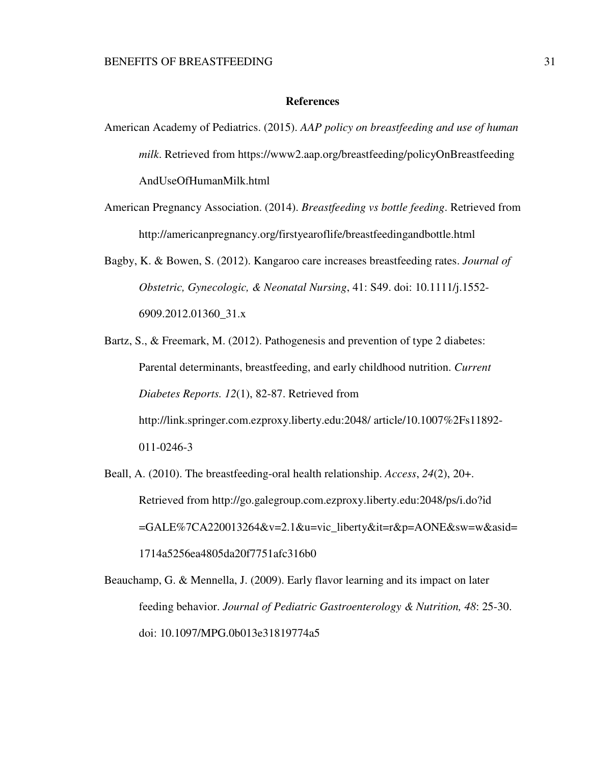## References

American Academy of Pediatrics. (2015). *AAP policy on breastfeeding and use of human milk*. Retrieved from https://www2.aap.org/breastfeeding/policyOnBreastfeedingAndUseOfHumanMilk.html

American Pregnancy Association. (2014). *Breastfeeding vs bottle feeding*. Retrieved from http://americanpregnancy.org/firstyearoflife/breastfeedingandbottle.html

Bagby, K. & Bowen, S. (2012). Kangaroo care increases breastfeeding rates. *Journal of Obstetric, Gynecologic, & Neonatal Nursing*, 41: S49. doi: 10.1111/j.1552-6909.2012.01360_31.x

Bartz, S., & Freemark, M. (2012). Pathogenesis and prevention of type 2 diabetes: Parental determinants, breastfeeding, and early childhood nutrition. *Current Diabetes Reports. 12*(1), 82-87. Retrieved from http://link.springer.com.ezproxy.liberty.edu:2048/ article/10.1007%2Fs11892-011-0246-3

Beall, A. (2010). The breastfeeding-oral health relationship. *Access*, *24*(2), 20+. Retrieved from http://go.galegroup.com.ezproxy.liberty.edu:2048/ps/i.do?id=GALE%7CA220013264&v=2.1&u=vic_liberty&it=r&p=AONE&sw=w&asid=1714a5256ea4805da20f7751afc316b0

Beauchamp, G. & Mennella, J. (2009). Early flavor learning and its impact on later feeding behavior. *Journal of Pediatric Gastroenterology & Nutrition, 48*: 25-30. doi: 10.1097/MPG.0b013e31819774a5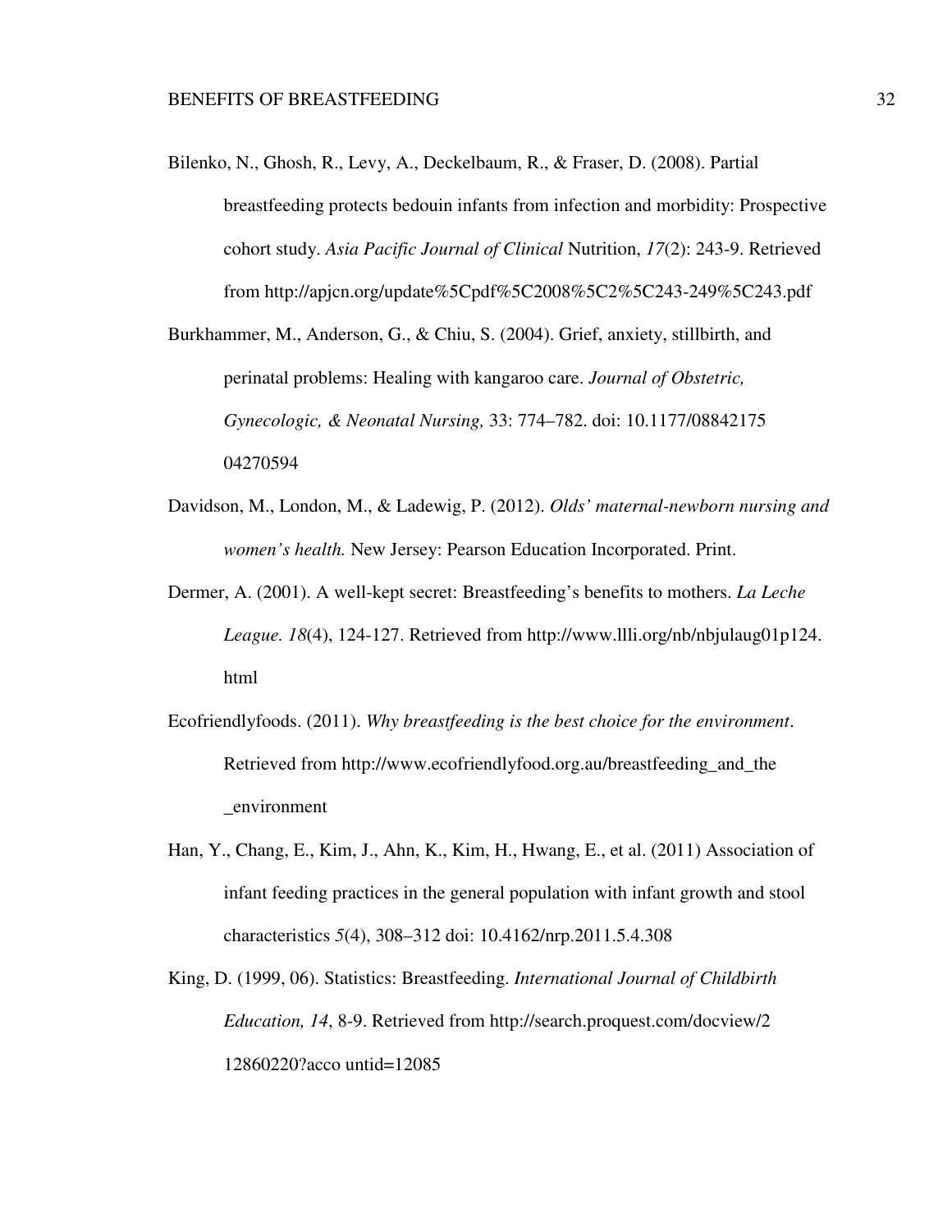Bilenko, N., Ghosh, R., Levy, A., Deckelbaum, R., & Fraser, D. (2008). Partial breastfeeding protects bedouin infants from infection and morbidity: Prospective cohort study. *Asia Pacific Journal of Clinical* Nutrition, *17*(2): 243-9. Retrieved from http://apjcn.org/update%5Cpdf%5C2008%5C2%5C243-249%5C243.pdf

Burkhammer, M., Anderson, G., & Chiu, S. (2004). Grief, anxiety, stillbirth, and perinatal problems: Healing with kangaroo care. *Journal of Obstetric, Gynecologic, & Neonatal Nursing,* 33: 774–782. doi: 10.1177/08842175 04270594

Davidson, M., London, M., & Ladewig, P. (2012). *Olds' maternal-newborn nursing and women's health.* New Jersey: Pearson Education Incorporated. Print.

Dermer, A. (2001). A well-kept secret: Breastfeeding's benefits to mothers. *La Leche League. 18*(4), 124-127. Retrieved from http://www.llli.org/nb/nbjulaug01p124. html

Ecofriendlyfoods. (2011). *Why breastfeeding is the best choice for the environment*. Retrieved from http://www.ecofriendlyfood.org.au/breastfeeding_and_the _environment

Han, Y., Chang, E., Kim, J., Ahn, K., Kim, H., Hwang, E., et al. (2011) Association of infant feeding practices in the general population with infant growth and stool characteristics *5*(4), 308–312 doi: 10.4162/nrp.2011.5.4.308

King, D. (1999, 06). Statistics: Breastfeeding. *International Journal of Childbirth Education, 14*, 8-9. Retrieved from http://search.proquest.com/docview/2 12860220?acco untid=12085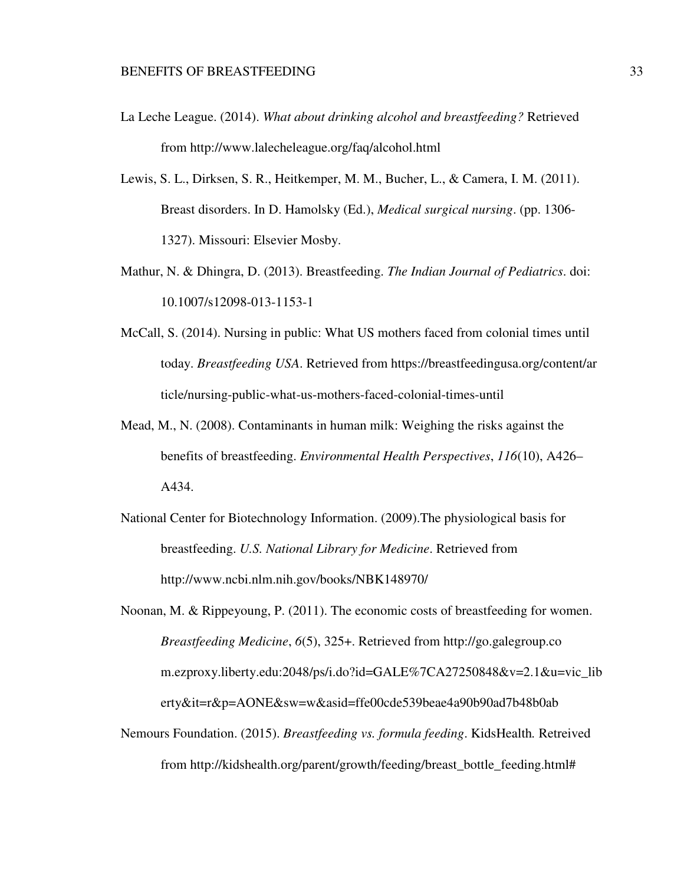La Leche League. (2014). *What about drinking alcohol and breastfeeding?* Retrieved from http://www.lalecheleague.org/faq/alcohol.html

Lewis, S. L., Dirksen, S. R., Heitkemper, M. M., Bucher, L., & Camera, I. M. (2011). Breast disorders. In D. Hamolsky (Ed.), *Medical surgical nursing*. (pp. 1306-1327). Missouri: Elsevier Mosby.

Mathur, N. & Dhingra, D. (2013). Breastfeeding. *The Indian Journal of Pediatrics*. doi: 10.1007/s12098-013-1153-1

McCall, S. (2014). Nursing in public: What US mothers faced from colonial times until today. *Breastfeeding USA*. Retrieved from https://breastfeedingusa.org/content/article/nursing-public-what-us-mothers-faced-colonial-times-until

Mead, M., N. (2008). Contaminants in human milk: Weighing the risks against the benefits of breastfeeding. *Environmental Health Perspectives*, *116*(10), A426–A434.

National Center for Biotechnology Information. (2009).The physiological basis for breastfeeding. *U.S. National Library for Medicine*. Retrieved from http://www.ncbi.nlm.nih.gov/books/NBK148970/

Noonan, M. & Rippeyoung, P. (2011). The economic costs of breastfeeding for women. *Breastfeeding Medicine*, *6*(5), 325+. Retrieved from http://go.galegroup.com.ezproxy.liberty.edu:2048/ps/i.do?id=GALE%7CA27250848&v=2.1&u=vic_liberty&it=r&p=AONE&sw=w&asid=ffe00cde539beae4a90b90ad7b48b0ab

Nemours Foundation. (2015). *Breastfeeding vs. formula feeding*. KidsHealth*.* Retreived from http://kidshealth.org/parent/growth/feeding/breast_bottle_feeding.html#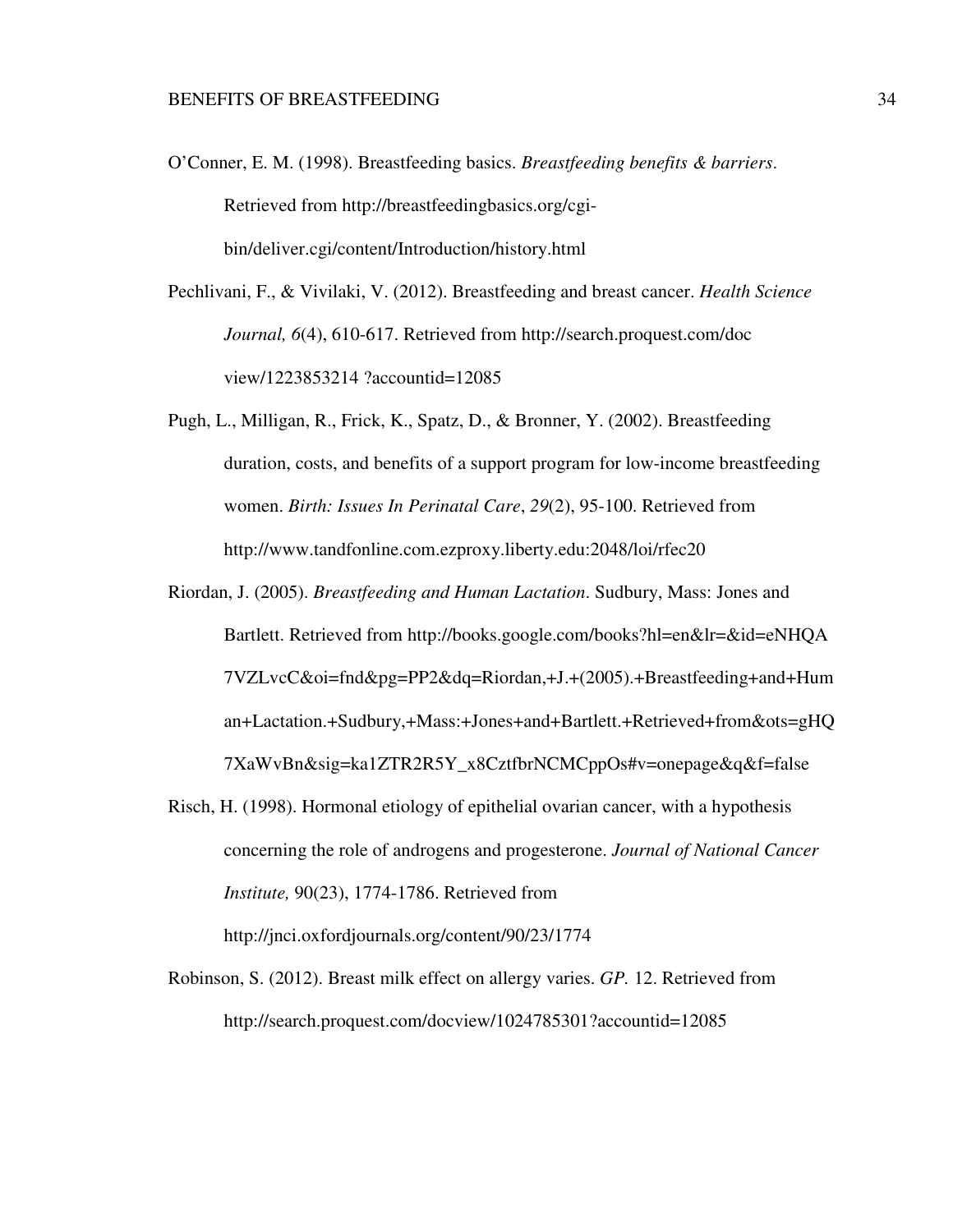O'Conner, E. M. (1998). Breastfeeding basics. *Breastfeeding benefits & barriers*. Retrieved from http://breastfeedingbasics.org/cgi-bin/deliver.cgi/content/Introduction/history.html

Pechlivani, F., & Vivilaki, V. (2012). Breastfeeding and breast cancer. *Health Science Journal, 6*(4), 610-617. Retrieved from http://search.proquest.com/doc view/1223853214 ?accountid=12085

Pugh, L., Milligan, R., Frick, K., Spatz, D., & Bronner, Y. (2002). Breastfeeding duration, costs, and benefits of a support program for low-income breastfeeding women. *Birth: Issues In Perinatal Care*, *29*(2), 95-100. Retrieved from http://www.tandfonline.com.ezproxy.liberty.edu:2048/loi/rfec20

Riordan, J. (2005). *Breastfeeding and Human Lactation*. Sudbury, Mass: Jones and Bartlett. Retrieved from http://books.google.com/books?hl=en&lr=&id=eNHQA7VZLvcC&oi=fnd&pg=PP2&dq=Riordan,+J.+(2005).+Breastfeeding+and+Human+Lactation.+Sudbury,+Mass:+Jones+and+Bartlett.+Retrieved+from&ots=gHQ7XaWvBn&sig=ka1ZTR2R5Y_x8CztfbrNCMCppOs#v=onepage&q&f=false

Risch, H. (1998). Hormonal etiology of epithelial ovarian cancer, with a hypothesis concerning the role of androgens and progesterone. *Journal of National Cancer Institute,* 90(23), 1774-1786. Retrieved from http://jnci.oxfordjournals.org/content/90/23/1774

Robinson, S. (2012). Breast milk effect on allergy varies. *GP.* 12. Retrieved from http://search.proquest.com/docview/1024785301?accountid=12085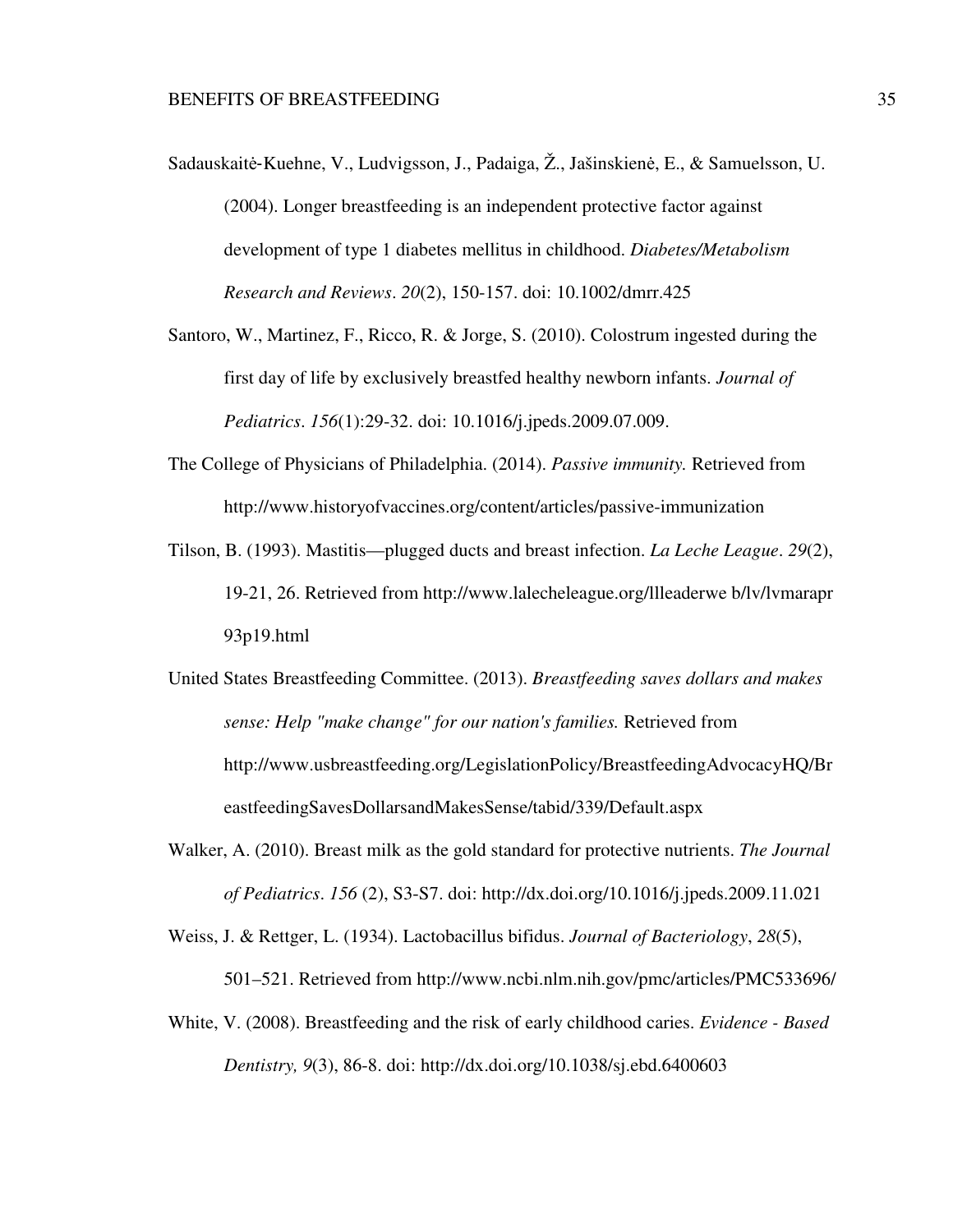Sadauskaitė-Kuehne, V., Ludvigsson, J., Padaiga, Ž., Jašinskienė, E., & Samuelsson, U. (2004). Longer breastfeeding is an independent protective factor against development of type 1 diabetes mellitus in childhood. *Diabetes/Metabolism Research and Reviews*. *20*(2), 150-157. doi: 10.1002/dmrr.425

Santoro, W., Martinez, F., Ricco, R. & Jorge, S. (2010). Colostrum ingested during the first day of life by exclusively breastfed healthy newborn infants. *Journal of Pediatrics*. *156*(1):29-32. doi: 10.1016/j.jpeds.2009.07.009.

The College of Physicians of Philadelphia. (2014). *Passive immunity.* Retrieved from http://www.historyofvaccines.org/content/articles/passive-immunization

Tilson, B. (1993). Mastitis—plugged ducts and breast infection. *La Leche League*. *29*(2), 19-21, 26. Retrieved from http://www.lalecheleague.org/llleaderwe b/lv/lvmarapr 93p19.html

United States Breastfeeding Committee. (2013). *Breastfeeding saves dollars and makes sense: Help "make change" for our nation's families.* Retrieved from http://www.usbreastfeeding.org/LegislationPolicy/BreastfeedingAdvocacyHQ/BreastfeedingSavesDollarsandMakesSense/tabid/339/Default.aspx

Walker, A. (2010). Breast milk as the gold standard for protective nutrients. *The Journal of Pediatrics*. *156* (2), S3-S7. doi: http://dx.doi.org/10.1016/j.jpeds.2009.11.021

Weiss, J. & Rettger, L. (1934). Lactobacillus bifidus. *Journal of Bacteriology*, *28*(5), 501–521. Retrieved from http://www.ncbi.nlm.nih.gov/pmc/articles/PMC533696/

White, V. (2008). Breastfeeding and the risk of early childhood caries. *Evidence - Based Dentistry, 9*(3), 86-8. doi: http://dx.doi.org/10.1038/sj.ebd.6400603